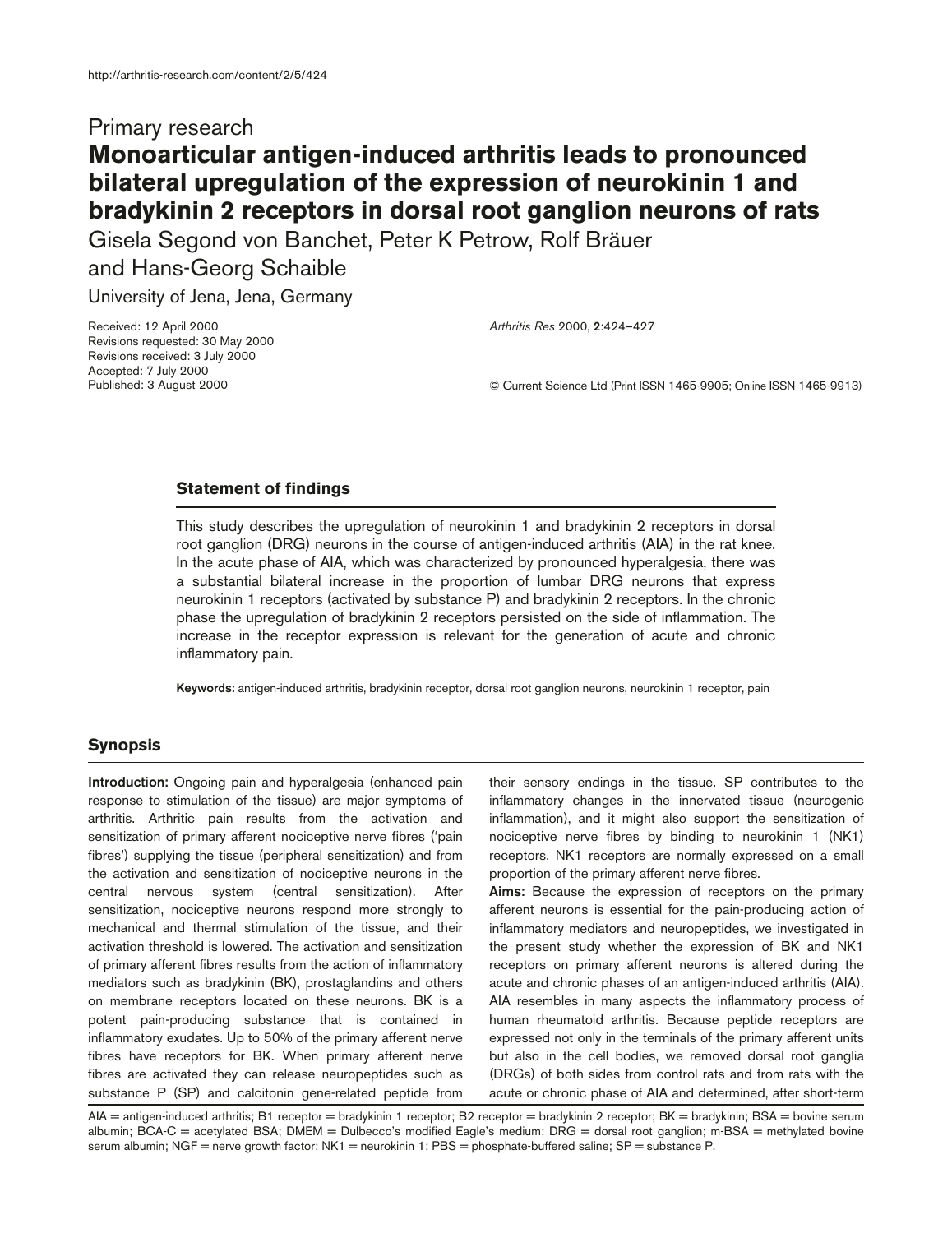Primary research

# Monoarticular antigen-induced arthritis leads to pronounced bilateral upregulation of the expression of neurokinin 1 and bradykinin 2 receptors in dorsal root ganglion neurons of rats

Gisela Segond von Banchet, Peter K Petrow, Rolf Bräuer and Hans-Georg Schaible

University of Jena, Jena, Germany

Received: 12 April 2000
Revisions requested: 30 May 2000
Revisions received: 3 July 2000
Accepted: 7 July 2000
Published: 3 August 2000

*Arthritis Res* 2000, **2**:424–427

© Current Science Ltd (Print ISSN 1465-9905; Online ISSN 1465-9913)

## Statement of findings

This study describes the upregulation of neurokinin 1 and bradykinin 2 receptors in dorsal root ganglion (DRG) neurons in the course of antigen-induced arthritis (AIA) in the rat knee. In the acute phase of AIA, which was characterized by pronounced hyperalgesia, there was a substantial bilateral increase in the proportion of lumbar DRG neurons that express neurokinin 1 receptors (activated by substance P) and bradykinin 2 receptors. In the chronic phase the upregulation of bradykinin 2 receptors persisted on the side of inflammation. The increase in the receptor expression is relevant for the generation of acute and chronic inflammatory pain.

**Keywords:** antigen-induced arthritis, bradykinin receptor, dorsal root ganglion neurons, neurokinin 1 receptor, pain

## Synopsis

**Introduction:** Ongoing pain and hyperalgesia (enhanced pain response to stimulation of the tissue) are major symptoms of arthritis. Arthritic pain results from the activation and sensitization of primary afferent nociceptive nerve fibres ('pain fibres') supplying the tissue (peripheral sensitization) and from the activation and sensitization of nociceptive neurons in the central nervous system (central sensitization). After sensitization, nociceptive neurons respond more strongly to mechanical and thermal stimulation of the tissue, and their activation threshold is lowered. The activation and sensitization of primary afferent fibres results from the action of inflammatory mediators such as bradykinin (BK), prostaglandins and others on membrane receptors located on these neurons. BK is a potent pain-producing substance that is contained in inflammatory exudates. Up to 50% of the primary afferent nerve fibres have receptors for BK. When primary afferent nerve fibres are activated they can release neuropeptides such as substance P (SP) and calcitonin gene-related peptide from their sensory endings in the tissue. SP contributes to the inflammatory changes in the innervated tissue (neurogenic inflammation), and it might also support the sensitization of nociceptive nerve fibres by binding to neurokinin 1 (NK1) receptors. NK1 receptors are normally expressed on a small proportion of the primary afferent nerve fibres.

**Aims:** Because the expression of receptors on the primary afferent neurons is essential for the pain-producing action of inflammatory mediators and neuropeptides, we investigated in the present study whether the expression of BK and NK1 receptors on primary afferent neurons is altered during the acute and chronic phases of an antigen-induced arthritis (AIA). AIA resembles in many aspects the inflammatory process of human rheumatoid arthritis. Because peptide receptors are expressed not only in the terminals of the primary afferent units but also in the cell bodies, we removed dorsal root ganglia (DRGs) of both sides from control rats and from rats with the acute or chronic phase of AIA and determined, after short-term

AIA = antigen-induced arthritis; B1 receptor = bradykinin 1 receptor; B2 receptor = bradykinin 2 receptor; BK = bradykinin; BSA = bovine serum albumin; BCA-C = acetylated BSA; DMEM = Dulbecco's modified Eagle's medium; DRG = dorsal root ganglion; m-BSA = methylated bovine serum albumin; NGF = nerve growth factor; NK1 = neurokinin 1; PBS = phosphate-buffered saline; SP = substance P.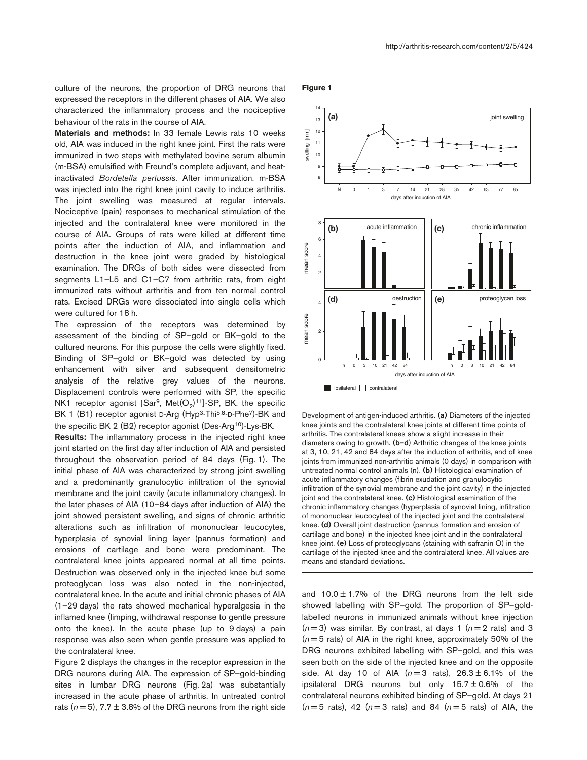culture of the neurons, the proportion of DRG neurons that expressed the receptors in the different phases of AIA. We also characterized the inflammatory process and the nociceptive behaviour of the rats in the course of AIA.

**Materials and methods:** In 33 female Lewis rats 10 weeks old, AIA was induced in the right knee joint. First the rats were immunized in two steps with methylated bovine serum albumin (m-BSA) emulsified with Freund's complete adjuvant, and heat-inactivated *Bordetella pertussis*. After immunization, m-BSA was injected into the right knee joint cavity to induce arthritis. The joint swelling was measured at regular intervals. Nociceptive (pain) responses to mechanical stimulation of the injected and the contralateral knee were monitored in the course of AIA. Groups of rats were killed at different time points after the induction of AIA, and inflammation and destruction in the knee joint were graded by histological examination. The DRGs of both sides were dissected from segments L1–L5 and C1–C7 from arthritic rats, from eight immunized rats without arthritis and from ten normal control rats. Excised DRGs were dissociated into single cells which were cultured for 18 h.

The expression of the receptors was determined by assessment of the binding of SP–gold or BK–gold to the cultured neurons. For this purpose the cells were slightly fixed. Binding of SP–gold or BK–gold was detected by using enhancement with silver and subsequent densitometric analysis of the relative grey values of the neurons. Displacement controls were performed with SP, the specific NK1 receptor agonist [Sar[9], Met($O_2$)[11]]-SP, BK, the specific BK 1 (B1) receptor agonist D-Arg (Hyp[3]-Thi[5,8]-D-Phe[7])-BK and the specific BK 2 (B2) receptor agonist (Des-Arg[10])-Lys-BK.

**Results:** The inflammatory process in the injected right knee joint started on the first day after induction of AIA and persisted throughout the observation period of 84 days (Fig. 1). The initial phase of AIA was characterized by strong joint swelling and a predominantly granulocytic infiltration of the synovial membrane and the joint cavity (acute inflammatory changes). In the later phases of AIA (10–84 days after induction of AIA) the joint showed persistent swelling, and signs of chronic arthritic alterations such as infiltration of mononuclear leucocytes, hyperplasia of synovial lining layer (pannus formation) and erosions of cartilage and bone were predominant. The contralateral knee joints appeared normal at all time points. Destruction was observed only in the injected knee but some proteoglycan loss was also noted in the non-injected, contralateral knee. In the acute and initial chronic phases of AIA (1–29 days) the rats showed mechanical hyperalgesia in the inflamed knee (limping, withdrawal response to gentle pressure onto the knee). In the acute phase (up to 9 days) a pain response was also seen when gentle pressure was applied to the contralateral knee.

Figure 2 displays the changes in the receptor expression in the DRG neurons during AIA. The expression of SP–gold-binding sites in lumbar DRG neurons (Fig. 2a) was substantially increased in the acute phase of arthritis. In untreated control rats ($n = 5$), 7.7 ± 3.8% of the DRG neurons from the right side and 10.0 ± 1.7% of the DRG neurons from the left side showed labelling with SP–gold. The proportion of SP–gold-labelled neurons in immunized animals without knee injection ($n = 3$) was similar. By contrast, at days 1 ($n = 2$ rats) and 3 ($n = 5$ rats) of AIA in the right knee, approximately 50% of the DRG neurons exhibited labelling with SP–gold, and this was seen both on the side of the injected knee and on the opposite side. At day 10 of AIA ($n = 3$ rats), 26.3 ± 6.1% of the ipsilateral DRG neurons but only 15.7 ± 0.6% of the contralateral neurons exhibited binding of SP–gold. At days 21 ($n = 5$ rats), 42 ($n = 3$ rats) and 84 ($n = 5$ rats) of AIA, the

**Figure 1**

Development of antigen-induced arthritis. **(a)** Diameters of the injected knee joints and the contralateral knee joints at different time points of arthritis. The contralateral knees show a slight increase in their diameters owing to growth. **(b–d)** Arthritic changes of the knee joints at 3, 10, 21, 42 and 84 days after the induction of arthritis, and of knee joints from immunized non-arthritic animals (0 days) in comparison with untreated normal control animals (n). **(b)** Histological examination of acute inflammatory changes (fibrin exudation and granulocytic infiltration of the synovial membrane and the joint cavity) in the injected joint and the contralateral knee. **(c)** Histological examination of the chronic inflammatory changes (hyperplasia of synovial lining, infiltration of mononuclear leucocytes) of the injected joint and the contralateral knee. **(d)** Overall joint destruction (pannus formation and erosion of cartilage and bone) in the injected knee joint and in the contralateral knee joint. **(e)** Loss of proteoglycans (staining with safranin O) in the cartilage of the injected knee and the contralateral knee. All values are means and standard deviations.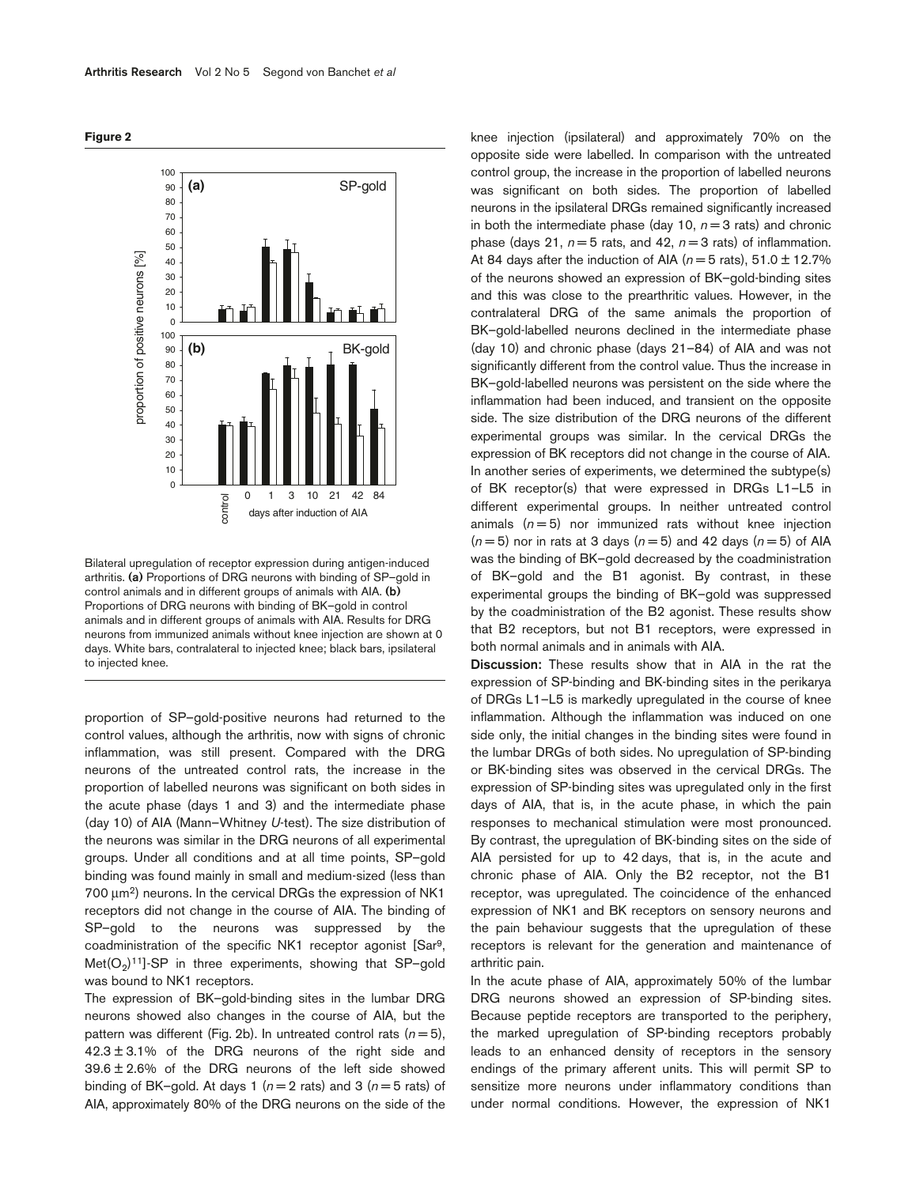**Figure 2**

Bilateral upregulation of receptor expression during antigen-induced arthritis. **(a)** Proportions of DRG neurons with binding of SP–gold in control animals and in different groups of animals with AIA. **(b)** Proportions of DRG neurons with binding of BK–gold in control animals and in different groups of animals with AIA. Results for DRG neurons from immunized animals without knee injection are shown at 0 days. White bars, contralateral to injected knee; black bars, ipsilateral to injected knee.

proportion of SP–gold-positive neurons had returned to the control values, although the arthritis, now with signs of chronic inflammation, was still present. Compared with the DRG neurons of the untreated control rats, the increase in the proportion of labelled neurons was significant on both sides in the acute phase (days 1 and 3) and the intermediate phase (day 10) of AIA (Mann–Whitney *U*-test). The size distribution of the neurons was similar in the DRG neurons of all experimental groups. Under all conditions and at all time points, SP–gold binding was found mainly in small and medium-sized (less than 700 $\mu m^2$) neurons. In the cervical DRGs the expression of NK1 receptors did not change in the course of AIA. The binding of SP–gold to the neurons was suppressed by the coadministration of the specific NK1 receptor agonist [Sar[9], Met$(O_2)^{11}$]-SP in three experiments, showing that SP–gold was bound to NK1 receptors.

The expression of BK–gold-binding sites in the lumbar DRG neurons showed also changes in the course of AIA, but the pattern was different (Fig. 2b). In untreated control rats ($n = 5$), $42.3 \pm 3.1\%$ of the DRG neurons of the right side and $39.6 \pm 2.6\%$ of the DRG neurons of the left side showed binding of BK–gold. At days 1 ($n = 2$ rats) and 3 ($n = 5$ rats) of AIA, approximately 80% of the DRG neurons on the side of the knee injection (ipsilateral) and approximately 70% on the opposite side were labelled. In comparison with the untreated control group, the increase in the proportion of labelled neurons was significant on both sides. The proportion of labelled neurons in the ipsilateral DRGs remained significantly increased in both the intermediate phase (day 10, $n = 3$ rats) and chronic phase (days 21, $n = 5$ rats, and 42, $n = 3$ rats) of inflammation. At 84 days after the induction of AIA ($n = 5$ rats), $51.0 \pm 12.7\%$ of the neurons showed an expression of BK–gold-binding sites and this was close to the prearthritic values. However, in the contralateral DRG of the same animals the proportion of BK–gold-labelled neurons declined in the intermediate phase (day 10) and chronic phase (days 21–84) of AIA and was not significantly different from the control value. Thus the increase in BK–gold-labelled neurons was persistent on the side where the inflammation had been induced, and transient on the opposite side. The size distribution of the DRG neurons of the different experimental groups was similar. In the cervical DRGs the expression of BK receptors did not change in the course of AIA. In another series of experiments, we determined the subtype(s) of BK receptor(s) that were expressed in DRGs L1–L5 in different experimental groups. In neither untreated control animals ($n = 5$) nor immunized rats without knee injection ($n = 5$) nor in rats at 3 days ($n = 5$) and 42 days ($n = 5$) of AIA was the binding of BK–gold decreased by the coadministration of BK–gold and the B1 agonist. By contrast, in these experimental groups the binding of BK–gold was suppressed by the coadministration of the B2 agonist. These results show that B2 receptors, but not B1 receptors, were expressed in both normal animals and in animals with AIA.

**Discussion:** These results show that in AIA in the rat the expression of SP-binding and BK-binding sites in the perikarya of DRGs L1–L5 is markedly upregulated in the course of knee inflammation. Although the inflammation was induced on one side only, the initial changes in the binding sites were found in the lumbar DRGs of both sides. No upregulation of SP-binding or BK-binding sites was observed in the cervical DRGs. The expression of SP-binding sites was upregulated only in the first days of AIA, that is, in the acute phase, in which the pain responses to mechanical stimulation were most pronounced. By contrast, the upregulation of BK-binding sites on the side of AIA persisted for up to 42 days, that is, in the acute and chronic phase of AIA. Only the B2 receptor, not the B1 receptor, was upregulated. The coincidence of the enhanced expression of NK1 and BK receptors on sensory neurons and the pain behaviour suggests that the upregulation of these receptors is relevant for the generation and maintenance of arthritic pain.

In the acute phase of AIA, approximately 50% of the lumbar DRG neurons showed an expression of SP-binding sites. Because peptide receptors are transported to the periphery, the marked upregulation of SP-binding receptors probably leads to an enhanced density of receptors in the sensory endings of the primary afferent units. This will permit SP to sensitize more neurons under inflammatory conditions than under normal conditions. However, the expression of NK1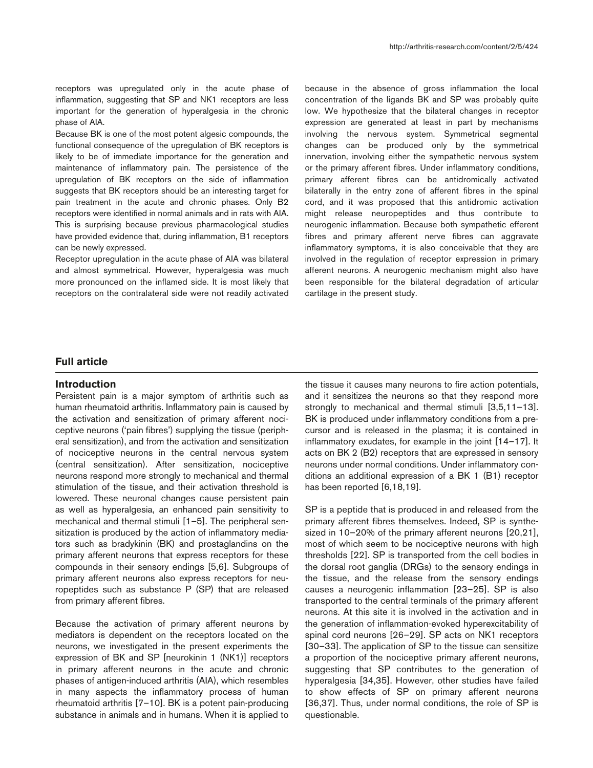receptors was upregulated only in the acute phase of inflammation, suggesting that SP and NK1 receptors are less important for the generation of hyperalgesia in the chronic phase of AIA.

Because BK is one of the most potent algesic compounds, the functional consequence of the upregulation of BK receptors is likely to be of immediate importance for the generation and maintenance of inflammatory pain. The persistence of the upregulation of BK receptors on the side of inflammation suggests that BK receptors should be an interesting target for pain treatment in the acute and chronic phases. Only B2 receptors were identified in normal animals and in rats with AIA. This is surprising because previous pharmacological studies have provided evidence that, during inflammation, B1 receptors can be newly expressed.

Receptor upregulation in the acute phase of AIA was bilateral and almost symmetrical. However, hyperalgesia was much more pronounced on the inflamed side. It is most likely that receptors on the contralateral side were not readily activated because in the absence of gross inflammation the local concentration of the ligands BK and SP was probably quite low. We hypothesize that the bilateral changes in receptor expression are generated at least in part by mechanisms involving the nervous system. Symmetrical segmental changes can be produced only by the symmetrical innervation, involving either the sympathetic nervous system or the primary afferent fibres. Under inflammatory conditions, primary afferent fibres can be antidromically activated bilaterally in the entry zone of afferent fibres in the spinal cord, and it was proposed that this antidromic activation might release neuropeptides and thus contribute to neurogenic inflammation. Because both sympathetic efferent fibres and primary afferent nerve fibres can aggravate inflammatory symptoms, it is also conceivable that they are involved in the regulation of receptor expression in primary afferent neurons. A neurogenic mechanism might also have been responsible for the bilateral degradation of articular cartilage in the present study.

## Full article

### Introduction

Persistent pain is a major symptom of arthritis such as human rheumatoid arthritis. Inflammatory pain is caused by the activation and sensitization of primary afferent nociceptive neurons ('pain fibres') supplying the tissue (peripheral sensitization), and from the activation and sensitization of nociceptive neurons in the central nervous system (central sensitization). After sensitization, nociceptive neurons respond more strongly to mechanical and thermal stimulation of the tissue, and their activation threshold is lowered. These neuronal changes cause persistent pain as well as hyperalgesia, an enhanced pain sensitivity to mechanical and thermal stimuli [1–5]. The peripheral sensitization is produced by the action of inflammatory mediators such as bradykinin (BK) and prostaglandins on the primary afferent neurons that express receptors for these compounds in their sensory endings [5,6]. Subgroups of primary afferent neurons also express receptors for neuropeptides such as substance P (SP) that are released from primary afferent fibres.

Because the activation of primary afferent neurons by mediators is dependent on the receptors located on the neurons, we investigated in the present experiments the expression of BK and SP [neurokinin 1 (NK1)] receptors in primary afferent neurons in the acute and chronic phases of antigen-induced arthritis (AIA), which resembles in many aspects the inflammatory process of human rheumatoid arthritis [7–10]. BK is a potent pain-producing substance in animals and in humans. When it is applied to the tissue it causes many neurons to fire action potentials, and it sensitizes the neurons so that they respond more strongly to mechanical and thermal stimuli [3,5,11–13]. BK is produced under inflammatory conditions from a precursor and is released in the plasma; it is contained in inflammatory exudates, for example in the joint [14–17]. It acts on BK 2 (B2) receptors that are expressed in sensory neurons under normal conditions. Under inflammatory conditions an additional expression of a BK 1 (B1) receptor has been reported [6,18,19].

SP is a peptide that is produced in and released from the primary afferent fibres themselves. Indeed, SP is synthesized in 10–20% of the primary afferent neurons [20,21], most of which seem to be nociceptive neurons with high thresholds [22]. SP is transported from the cell bodies in the dorsal root ganglia (DRGs) to the sensory endings in the tissue, and the release from the sensory endings causes a neurogenic inflammation [23–25]. SP is also transported to the central terminals of the primary afferent neurons. At this site it is involved in the activation and in the generation of inflammation-evoked hyperexcitability of spinal cord neurons [26–29]. SP acts on NK1 receptors [30–33]. The application of SP to the tissue can sensitize a proportion of the nociceptive primary afferent neurons, suggesting that SP contributes to the generation of hyperalgesia [34,35]. However, other studies have failed to show effects of SP on primary afferent neurons [36,37]. Thus, under normal conditions, the role of SP is questionable.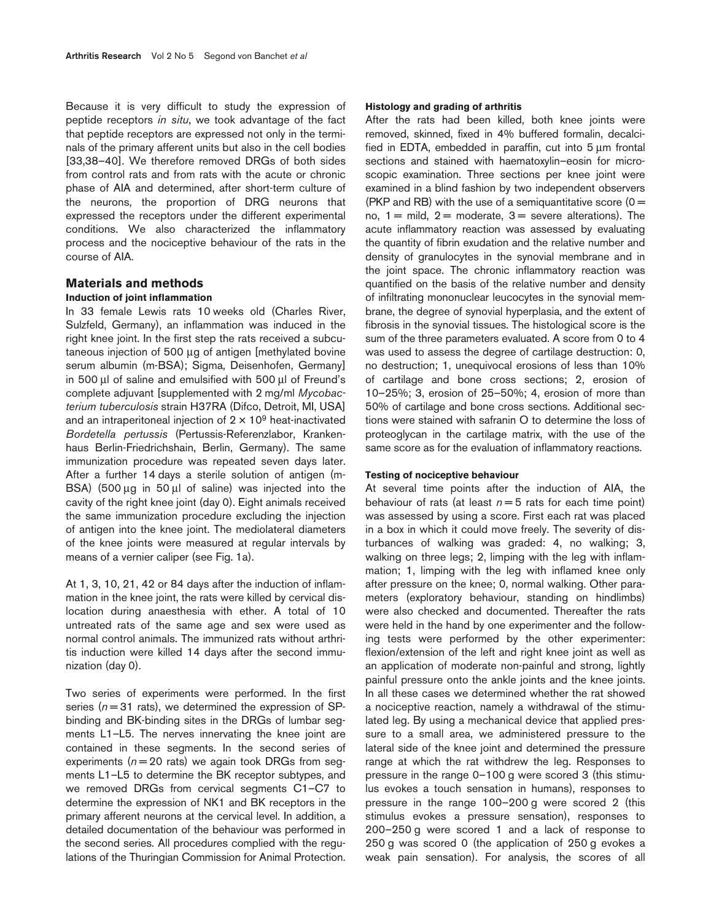Because it is very difficult to study the expression of peptide receptors *in situ*, we took advantage of the fact that peptide receptors are expressed not only in the terminals of the primary afferent units but also in the cell bodies [33,38–40]. We therefore removed DRGs of both sides from control rats and from rats with the acute or chronic phase of AIA and determined, after short-term culture of the neurons, the proportion of DRG neurons that expressed the receptors under the different experimental conditions. We also characterized the inflammatory process and the nociceptive behaviour of the rats in the course of AIA.

## Materials and methods

### Induction of joint inflammation

In 33 female Lewis rats 10 weeks old (Charles River, Sulzfeld, Germany), an inflammation was induced in the right knee joint. In the first step the rats received a subcutaneous injection of 500 μg of antigen [methylated bovine serum albumin (m-BSA); Sigma, Deisenhofen, Germany] in 500 μl of saline and emulsified with 500 μl of Freund's complete adjuvant [supplemented with 2 mg/ml *Mycobacterium tuberculosis* strain H37RA (Difco, Detroit, MI, USA] and an intraperitoneal injection of $2 \times 10^9$ heat-inactivated *Bordetella pertussis* (Pertussis-Referenzlabor, Krankenhaus Berlin-Friedrichshain, Berlin, Germany). The same immunization procedure was repeated seven days later. After a further 14 days a sterile solution of antigen (m-BSA) (500 μg in 50 μl of saline) was injected into the cavity of the right knee joint (day 0). Eight animals received the same immunization procedure excluding the injection of antigen into the knee joint. The mediolateral diameters of the knee joints were measured at regular intervals by means of a vernier caliper (see Fig. 1a).

At 1, 3, 10, 21, 42 or 84 days after the induction of inflammation in the knee joint, the rats were killed by cervical dislocation during anaesthesia with ether. A total of 10 untreated rats of the same age and sex were used as normal control animals. The immunized rats without arthritis induction were killed 14 days after the second immunization (day 0).

Two series of experiments were performed. In the first series ($n = 31$ rats), we determined the expression of SP-binding and BK-binding sites in the DRGs of lumbar segments L1–L5. The nerves innervating the knee joint are contained in these segments. In the second series of experiments ($n = 20$ rats) we again took DRGs from segments L1–L5 to determine the BK receptor subtypes, and we removed DRGs from cervical segments C1–C7 to determine the expression of NK1 and BK receptors in the primary afferent neurons at the cervical level. In addition, a detailed documentation of the behaviour was performed in the second series. All procedures complied with the regulations of the Thuringian Commission for Animal Protection.

### Histology and grading of arthritis

After the rats had been killed, both knee joints were removed, skinned, fixed in 4% buffered formalin, decalcified in EDTA, embedded in paraffin, cut into 5 μm frontal sections and stained with haematoxylin–eosin for microscopic examination. Three sections per knee joint were examined in a blind fashion by two independent observers (PKP and RB) with the use of a semiquantitative score (0 = no, 1 = mild, 2 = moderate, 3 = severe alterations). The acute inflammatory reaction was assessed by evaluating the quantity of fibrin exudation and the relative number and density of granulocytes in the synovial membrane and in the joint space. The chronic inflammatory reaction was quantified on the basis of the relative number and density of infiltrating mononuclear leucocytes in the synovial membrane, the degree of synovial hyperplasia, and the extent of fibrosis in the synovial tissues. The histological score is the sum of the three parameters evaluated. A score from 0 to 4 was used to assess the degree of cartilage destruction: 0, no destruction; 1, unequivocal erosions of less than 10% of cartilage and bone cross sections; 2, erosion of 10–25%; 3, erosion of 25–50%; 4, erosion of more than 50% of cartilage and bone cross sections. Additional sections were stained with safranin O to determine the loss of proteoglycan in the cartilage matrix, with the use of the same score as for the evaluation of inflammatory reactions.

### Testing of nociceptive behaviour

At several time points after the induction of AIA, the behaviour of rats (at least $n = 5$ rats for each time point) was assessed by using a score. First each rat was placed in a box in which it could move freely. The severity of disturbances of walking was graded: 4, no walking; 3, walking on three legs; 2, limping with the leg with inflammation; 1, limping with the leg with inflamed knee only after pressure on the knee; 0, normal walking. Other parameters (exploratory behaviour, standing on hindlimbs) were also checked and documented. Thereafter the rats were held in the hand by one experimenter and the following tests were performed by the other experimenter: flexion/extension of the left and right knee joint as well as an application of moderate non-painful and strong, lightly painful pressure onto the ankle joints and the knee joints. In all these cases we determined whether the rat showed a nociceptive reaction, namely a withdrawal of the stimulated leg. By using a mechanical device that applied pressure to a small area, we administered pressure to the lateral side of the knee joint and determined the pressure range at which the rat withdrew the leg. Responses to pressure in the range 0–100 g were scored 3 (this stimulus evokes a touch sensation in humans), responses to pressure in the range 100–200 g were scored 2 (this stimulus evokes a pressure sensation), responses to 200–250 g were scored 1 and a lack of response to 250 g was scored 0 (the application of 250 g evokes a weak pain sensation). For analysis, the scores of all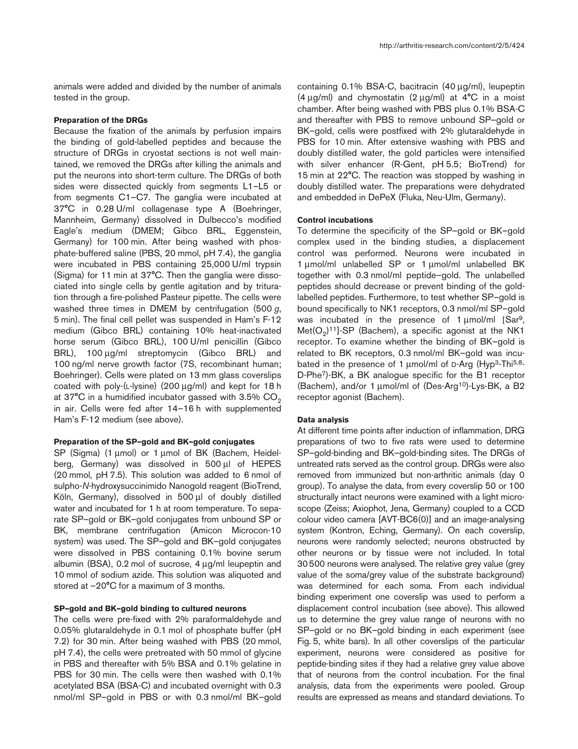animals were added and divided by the number of animals tested in the group.

#### Preparation of the DRGs

Because the fixation of the animals by perfusion impairs the binding of gold-labelled peptides and because the structure of DRGs in cryostat sections is not well maintained, we removed the DRGs after killing the animals and put the neurons into short-term culture. The DRGs of both sides were dissected quickly from segments L1–L5 or from segments C1–C7. The ganglia were incubated at 37°C in 0.28 U/ml collagenase type A (Boehringer, Mannheim, Germany) dissolved in Dulbecco's modified Eagle's medium (DMEM; Gibco BRL, Eggenstein, Germany) for 100 min. After being washed with phosphate-buffered saline (PBS, 20 mmol, pH 7.4), the ganglia were incubated in PBS containing 25,000 U/ml trypsin (Sigma) for 11 min at 37°C. Then the ganglia were dissociated into single cells by gentle agitation and by trituration through a fire-polished Pasteur pipette. The cells were washed three times in DMEM by centrifugation (500 *g*, 5 min). The final cell pellet was suspended in Ham's F-12 medium (Gibco BRL) containing 10% heat-inactivated horse serum (Gibco BRL), 100 U/ml penicillin (Gibco BRL), 100 μg/ml streptomycin (Gibco BRL) and 100 ng/ml nerve growth factor (7S, recombinant human; Boehringer). Cells were plated on 13 mm glass coverslips coated with poly-(L-lysine) (200 μg/ml) and kept for 18 h at 37°C in a humidified incubator gassed with 3.5% $CO_2$ in air. Cells were fed after 14–16 h with supplemented Ham's F-12 medium (see above).

#### Preparation of the SP–gold and BK–gold conjugates

SP (Sigma) (1 μmol) or 1 μmol of BK (Bachem, Heidelberg, Germany) was dissolved in 500 μl of HEPES (20 mmol, pH 7.5). This solution was added to 6 nmol of sulpho-*N*-hydroxysuccinimido Nanogold reagent (BioTrend, Köln, Germany), dissolved in 500 μl of doubly distilled water and incubated for 1 h at room temperature. To separate SP–gold or BK–gold conjugates from unbound SP or BK, membrane centrifugation (Amicon Microcon-10 system) was used. The SP–gold and BK–gold conjugates were dissolved in PBS containing 0.1% bovine serum albumin (BSA), 0.2 mol of sucrose, 4 μg/ml leupeptin and 10 mmol of sodium azide. This solution was aliquoted and stored at −20°C for a maximum of 3 months.

#### SP–gold and BK–gold binding to cultured neurons

The cells were pre-fixed with 2% paraformaldehyde and 0.05% glutaraldehyde in 0.1 mol of phosphate buffer (pH 7.2) for 30 min. After being washed with PBS (20 mmol, pH 7.4), the cells were pretreated with 50 mmol of glycine in PBS and thereafter with 5% BSA and 0.1% gelatine in PBS for 30 min. The cells were then washed with 0.1% acetylated BSA (BSA-C) and incubated overnight with 0.3 nmol/ml SP–gold in PBS or with 0.3 nmol/ml BK–gold containing 0.1% BSA-C, bacitracin (40 μg/ml), leupeptin (4 μg/ml) and chymostatin (2 μg/ml) at 4°C in a moist chamber. After being washed with PBS plus 0.1% BSA-C and thereafter with PBS to remove unbound SP–gold or BK–gold, cells were postfixed with 2% glutaraldehyde in PBS for 10 min. After extensive washing with PBS and doubly distilled water, the gold particles were intensified with silver enhancer (R-Gent, pH 5.5; BioTrend) for 15 min at 22°C. The reaction was stopped by washing in doubly distilled water. The preparations were dehydrated and embedded in DePeX (Fluka, Neu-Ulm, Germany).

#### Control incubations

To determine the specificity of the SP–gold or BK–gold complex used in the binding studies, a displacement control was performed. Neurons were incubated in 1 μmol/ml unlabelled SP or 1 μmol/ml unlabelled BK together with 0.3 nmol/ml peptide–gold. The unlabelled peptides should decrease or prevent binding of the gold-labelled peptides. Furthermore, to test whether SP–gold is bound specifically to NK1 receptors, 0.3 nmol/ml SP–gold was incubated in the presence of 1 μmol/ml [$Sar^9$, $Met(O_2)^{11}$]-SP (Bachem), a specific agonist at the NK1 receptor. To examine whether the binding of BK–gold is related to BK receptors, 0.3 nmol/ml BK–gold was incubated in the presence of 1 μmol/ml of D-Arg ($Hyp^3$-$Thi^{5,8}$-D-$Phe^7$)-BK, a BK analogue specific for the B1 receptor (Bachem), and/or 1 μmol/ml of (Des-$Arg^{10}$)-Lys-BK, a B2 receptor agonist (Bachem).

#### Data analysis

At different time points after induction of inflammation, DRG preparations of two to five rats were used to determine SP–gold-binding and BK–gold-binding sites. The DRGs of untreated rats served as the control group. DRGs were also removed from immunized but non-arthritic animals (day 0 group). To analyse the data, from every coverslip 50 or 100 structurally intact neurons were examined with a light microscope (Zeiss; Axiophot, Jena, Germany) coupled to a CCD colour video camera [AVT-BC6(0)] and an image-analysing system (Kontron, Eching, Germany). On each coverslip, neurons were randomly selected; neurons obstructed by other neurons or by tissue were not included. In total 30 500 neurons were analysed. The relative grey value (grey value of the soma/grey value of the substrate background) was determined for each soma. From each individual binding experiment one coverslip was used to perform a displacement control incubation (see above). This allowed us to determine the grey value range of neurons with no SP–gold or no BK–gold binding in each experiment (see Fig. 5, white bars). In all other coverslips of the particular experiment, neurons were considered as positive for peptide-binding sites if they had a relative grey value above that of neurons from the control incubation. For the final analysis, data from the experiments were pooled. Group results are expressed as means and standard deviations. To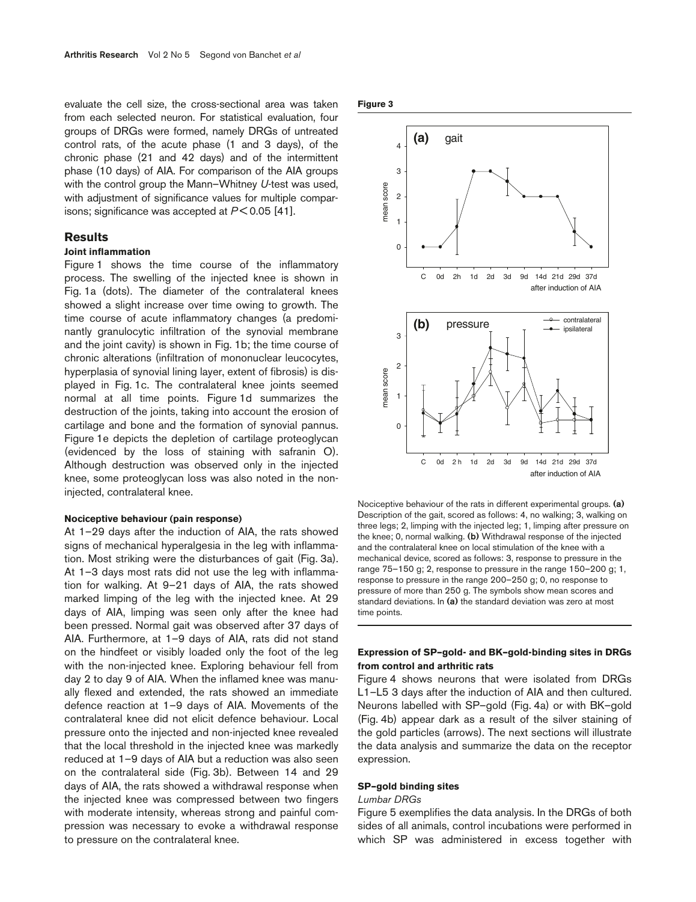evaluate the cell size, the cross-sectional area was taken from each selected neuron. For statistical evaluation, four groups of DRGs were formed, namely DRGs of untreated control rats, of the acute phase (1 and 3 days), of the chronic phase (21 and 42 days) and of the intermittent phase (10 days) of AIA. For comparison of the AIA groups with the control group the Mann–Whitney *U*-test was used, with adjustment of significance values for multiple comparisons; significance was accepted at $P < 0.05$ [41].

## Results

### Joint inflammation

Figure 1 shows the time course of the inflammatory process. The swelling of the injected knee is shown in Fig. 1a (dots). The diameter of the contralateral knees showed a slight increase over time owing to growth. The time course of acute inflammatory changes (a predominantly granulocytic infiltration of the synovial membrane and the joint cavity) is shown in Fig. 1b; the time course of chronic alterations (infiltration of mononuclear leucocytes, hyperplasia of synovial lining layer, extent of fibrosis) is displayed in Fig. 1c. The contralateral knee joints seemed normal at all time points. Figure 1d summarizes the destruction of the joints, taking into account the erosion of cartilage and bone and the formation of synovial pannus. Figure 1e depicts the depletion of cartilage proteoglycan (evidenced by the loss of staining with safranin O). Although destruction was observed only in the injected knee, some proteoglycan loss was also noted in the non-injected, contralateral knee.

### Nociceptive behaviour (pain response)

At 1–29 days after the induction of AIA, the rats showed signs of mechanical hyperalgesia in the leg with inflammation. Most striking were the disturbances of gait (Fig. 3a). At 1–3 days most rats did not use the leg with inflammation for walking. At 9–21 days of AIA, the rats showed marked limping of the leg with the injected knee. At 29 days of AIA, limping was seen only after the knee had been pressed. Normal gait was observed after 37 days of AIA. Furthermore, at 1–9 days of AIA, rats did not stand on the hindfeet or visibly loaded only the foot of the leg with the non-injected knee. Exploring behaviour fell from day 2 to day 9 of AIA. When the inflamed knee was manually flexed and extended, the rats showed an immediate defence reaction at 1–9 days of AIA. Movements of the contralateral knee did not elicit defence behaviour. Local pressure onto the injected and non-injected knee revealed that the local threshold in the injected knee was markedly reduced at 1–9 days of AIA but a reduction was also seen on the contralateral side (Fig. 3b). Between 14 and 29 days of AIA, the rats showed a withdrawal response when the injected knee was compressed between two fingers with moderate intensity, whereas strong and painful compression was necessary to evoke a withdrawal response to pressure on the contralateral knee.

**Figure 3**

Nociceptive behaviour of the rats in different experimental groups. **(a)** Description of the gait, scored as follows: 4, no walking; 3, walking on three legs; 2, limping with the injected leg; 1, limping after pressure on the knee; 0, normal walking. **(b)** Withdrawal response of the injected and the contralateral knee on local stimulation of the knee with a mechanical device, scored as follows: 3, response to pressure in the range 75–150 g; 2, response to pressure in the range 150–200 g; 1, response to pressure in the range 200–250 g; 0, no response to pressure of more than 250 g. The symbols show mean scores and standard deviations. In **(a)** the standard deviation was zero at most time points.

### Expression of SP–gold- and BK–gold-binding sites in DRGs from control and arthritic rats

Figure 4 shows neurons that were isolated from DRGs L1–L5 3 days after the induction of AIA and then cultured. Neurons labelled with SP–gold (Fig. 4a) or with BK–gold (Fig. 4b) appear dark as a result of the silver staining of the gold particles (arrows). The next sections will illustrate the data analysis and summarize the data on the receptor expression.

### SP–gold binding sites

*Lumbar DRGs*

Figure 5 exemplifies the data analysis. In the DRGs of both sides of all animals, control incubations were performed in which SP was administered in excess together with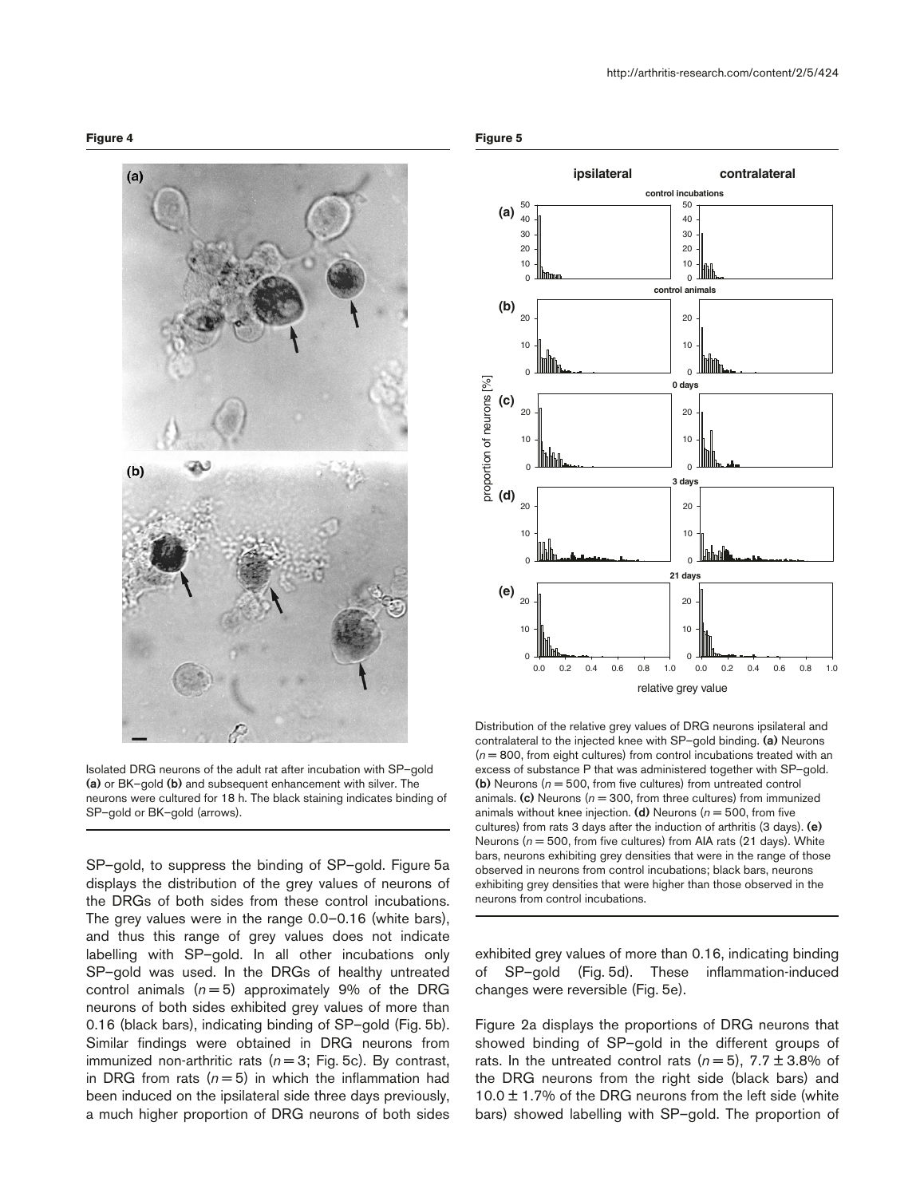**Figure 4**

Isolated DRG neurons of the adult rat after incubation with SP–gold **(a)** or BK–gold **(b)** and subsequent enhancement with silver. The neurons were cultured for 18 h. The black staining indicates binding of SP–gold or BK–gold (arrows).

**Figure 5**

Distribution of the relative grey values of DRG neurons ipsilateral and contralateral to the injected knee with SP–gold binding. **(a)** Neurons ($n = 800$, from eight cultures) from control incubations treated with an excess of substance P that was administered together with SP–gold. **(b)** Neurons ($n = 500$, from five cultures) from untreated control animals. **(c)** Neurons ($n = 300$, from three cultures) from immunized animals without knee injection. **(d)** Neurons ($n = 500$, from five cultures) from rats 3 days after the induction of arthritis (3 days). **(e)** Neurons ($n = 500$, from five cultures) from AIA rats (21 days). White bars, neurons exhibiting grey densities that were in the range of those observed in neurons from control incubations; black bars, neurons exhibiting grey densities that were higher than those observed in the neurons from control incubations.

SP–gold, to suppress the binding of SP–gold. Figure 5a displays the distribution of the grey values of neurons of the DRGs of both sides from these control incubations. The grey values were in the range 0.0–0.16 (white bars), and thus this range of grey values does not indicate labelling with SP–gold. In all other incubations only SP–gold was used. In the DRGs of healthy untreated control animals ($n = 5$) approximately 9% of the DRG neurons of both sides exhibited grey values of more than 0.16 (black bars), indicating binding of SP–gold (Fig. 5b). Similar findings were obtained in DRG neurons from immunized non-arthritic rats ($n = 3$; Fig. 5c). By contrast, in DRG from rats ($n = 5$) in which the inflammation had been induced on the ipsilateral side three days previously, a much higher proportion of DRG neurons of both sides exhibited grey values of more than 0.16, indicating binding of SP–gold (Fig. 5d). These inflammation-induced changes were reversible (Fig. 5e).

Figure 2a displays the proportions of DRG neurons that showed binding of SP–gold in the different groups of rats. In the untreated control rats ($n = 5$), $7.7 \pm 3.8\%$ of the DRG neurons from the right side (black bars) and $10.0 \pm 1.7\%$ of the DRG neurons from the left side (white bars) showed labelling with SP–gold. The proportion of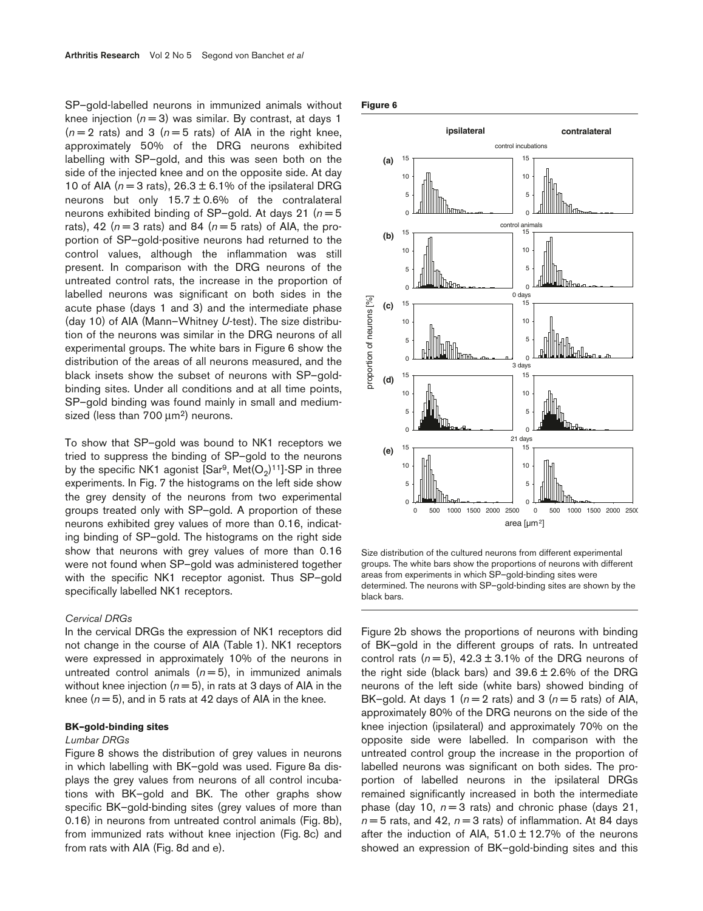SP–gold-labelled neurons in immunized animals without knee injection ($n = 3$) was similar. By contrast, at days 1 ($n = 2$ rats) and 3 ($n = 5$ rats) of AIA in the right knee, approximately 50% of the DRG neurons exhibited labelling with SP–gold, and this was seen both on the side of the injected knee and on the opposite side. At day 10 of AIA ($n = 3$ rats), 26.3 ± 6.1% of the ipsilateral DRG neurons but only 15.7 ± 0.6% of the contralateral neurons exhibited binding of SP–gold. At days 21 ($n = 5$ rats), 42 ($n = 3$ rats) and 84 ($n = 5$ rats) of AIA, the proportion of SP–gold-positive neurons had returned to the control values, although the inflammation was still present. In comparison with the DRG neurons of the untreated control rats, the increase in the proportion of labelled neurons was significant on both sides in the acute phase (days 1 and 3) and the intermediate phase (day 10) of AIA (Mann–Whitney *U*-test). The size distribution of the neurons was similar in the DRG neurons of all experimental groups. The white bars in Figure 6 show the distribution of the areas of all neurons measured, and the black insets show the subset of neurons with SP–gold-binding sites. Under all conditions and at all time points, SP–gold binding was found mainly in small and medium-sized (less than 700 µm²) neurons.

To show that SP–gold was bound to NK1 receptors we tried to suppress the binding of SP–gold to the neurons by the specific NK1 agonist [Sar$^9$, Met$(O_2)^{11}$]-SP in three experiments. In Fig. 7 the histograms on the left side show the grey density of the neurons from two experimental groups treated only with SP–gold. A proportion of these neurons exhibited grey values of more than 0.16, indicating binding of SP–gold. The histograms on the right side show that neurons with grey values of more than 0.16 were not found when SP–gold was administered together with the specific NK1 receptor agonist. Thus SP–gold specifically labelled NK1 receptors.

*Cervical DRGs*

In the cervical DRGs the expression of NK1 receptors did not change in the course of AIA (Table 1). NK1 receptors were expressed in approximately 10% of the neurons in untreated control animals ($n = 5$), in immunized animals without knee injection ($n = 5$), in rats at 3 days of AIA in the knee ($n = 5$), and in 5 rats at 42 days of AIA in the knee.

**BK–gold-binding sites**

*Lumbar DRGs*

Figure 8 shows the distribution of grey values in neurons in which labelling with BK–gold was used. Figure 8a displays the grey values from neurons of all control incubations with BK–gold and BK. The other graphs show specific BK–gold-binding sites (grey values of more than 0.16) in neurons from untreated control animals (Fig. 8b), from immunized rats without knee injection (Fig. 8c) and from rats with AIA (Fig. 8d and e).

**Figure 6**

Size distribution of the cultured neurons from different experimental groups. The white bars show the proportions of neurons with different areas from experiments in which SP–gold-binding sites were determined. The neurons with SP–gold-binding sites are shown by the black bars.

Figure 2b shows the proportions of neurons with binding of BK–gold in the different groups of rats. In untreated control rats ($n = 5$), 42.3 ± 3.1% of the DRG neurons of the right side (black bars) and 39.6 ± 2.6% of the DRG neurons of the left side (white bars) showed binding of BK–gold. At days 1 ($n = 2$ rats) and 3 ($n = 5$ rats) of AIA, approximately 80% of the DRG neurons on the side of the knee injection (ipsilateral) and approximately 70% on the opposite side were labelled. In comparison with the untreated control group the increase in the proportion of labelled neurons was significant on both sides. The proportion of labelled neurons in the ipsilateral DRGs remained significantly increased in both the intermediate phase (day 10, $n = 3$ rats) and chronic phase (days 21, $n = 5$ rats, and 42, $n = 3$ rats) of inflammation. At 84 days after the induction of AIA, 51.0 ± 12.7% of the neurons showed an expression of BK–gold-binding sites and this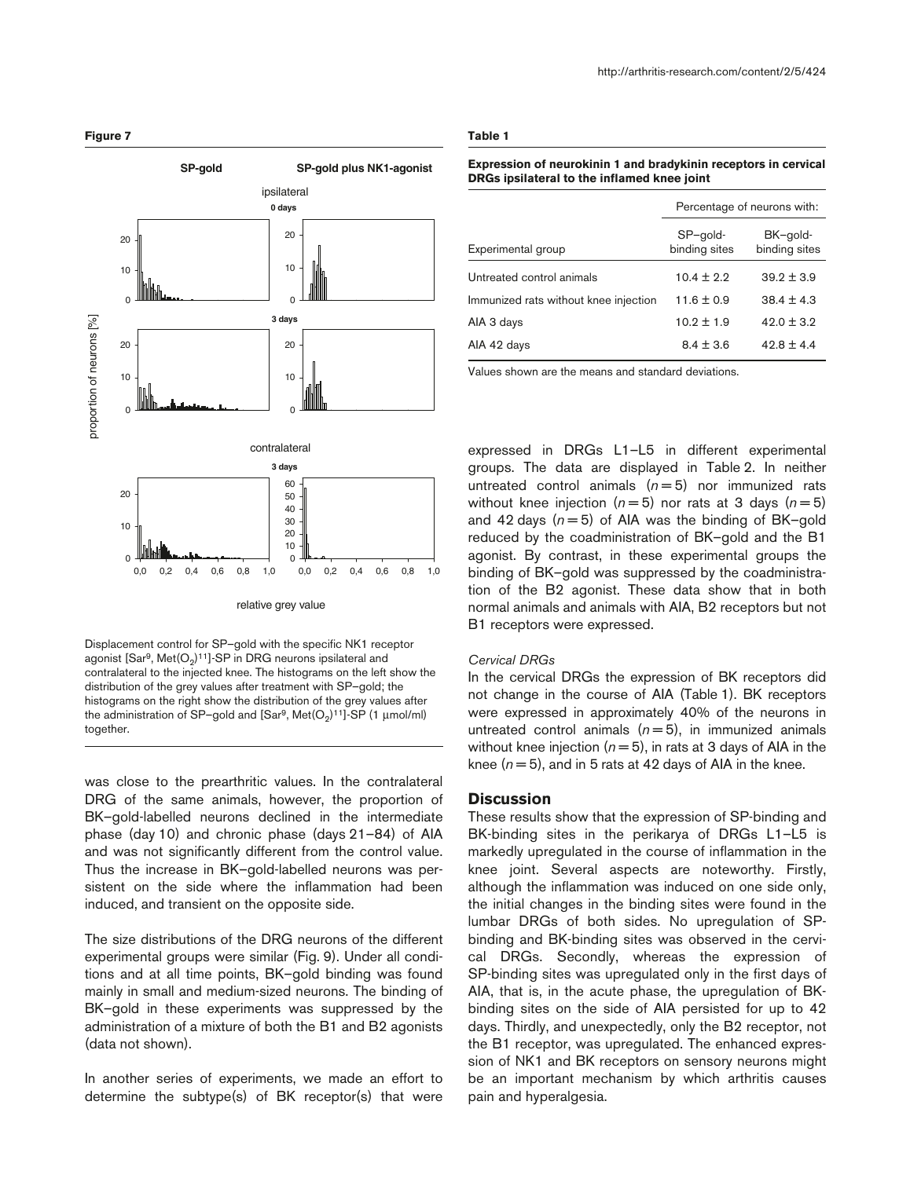**Figure 7**

Displacement control for SP–gold with the specific NK1 receptor agonist [Sar[9], Met($O_2$)[11]]-SP in DRG neurons ipsilateral and contralateral to the injected knee. The histograms on the left show the distribution of the grey values after treatment with SP–gold; the histograms on the right show the distribution of the grey values after the administration of SP–gold and [Sar[9], Met($O_2$)[11]]-SP (1 μmol/ml) together.

was close to the prearthritic values. In the contralateral DRG of the same animals, however, the proportion of BK–gold-labelled neurons declined in the intermediate phase (day 10) and chronic phase (days 21–84) of AIA and was not significantly different from the control value. Thus the increase in BK–gold-labelled neurons was persistent on the side where the inflammation had been induced, and transient on the opposite side.

The size distributions of the DRG neurons of the different experimental groups were similar (Fig. 9). Under all conditions and at all time points, BK–gold binding was found mainly in small and medium-sized neurons. The binding of BK–gold in these experiments was suppressed by the administration of a mixture of both the B1 and B2 agonists (data not shown).

In another series of experiments, we made an effort to determine the subtype(s) of BK receptor(s) that were expressed in DRGs L1–L5 in different experimental groups. The data are displayed in Table 2. In neither untreated control animals ($n = 5$) nor immunized rats without knee injection ($n = 5$) nor rats at 3 days ($n = 5$) and 42 days ($n = 5$) of AIA was the binding of BK–gold reduced by the coadministration of BK–gold and the B1 agonist. By contrast, in these experimental groups the binding of BK–gold was suppressed by the coadministration of the B2 agonist. These data show that in both normal animals and animals with AIA, B2 receptors but not B1 receptors were expressed.

**Table 1**

**Expression of neurokinin 1 and bradykinin receptors in cervical DRGs ipsilateral to the inflamed knee joint**

| | Percentage of neurons with: | |
|---|---|---|
| Experimental group | SP–gold-binding sites | BK–gold-binding sites |
| Untreated control animals | 10.4 ± 2.2 | 39.2 ± 3.9 |
| Immunized rats without knee injection | 11.6 ± 0.9 | 38.4 ± 4.3 |
| AIA 3 days | 10.2 ± 1.9 | 42.0 ± 3.2 |
| AIA 42 days | 8.4 ± 3.6 | 42.8 ± 4.4 |

Values shown are the means and standard deviations.

*Cervical DRGs*

In the cervical DRGs the expression of BK receptors did not change in the course of AIA (Table 1). BK receptors were expressed in approximately 40% of the neurons in untreated control animals ($n = 5$), in immunized animals without knee injection ($n = 5$), in rats at 3 days of AIA in the knee ($n = 5$), and in 5 rats at 42 days of AIA in the knee.

## Discussion

These results show that the expression of SP-binding and BK-binding sites in the perikarya of DRGs L1–L5 is markedly upregulated in the course of inflammation in the knee joint. Several aspects are noteworthy. Firstly, although the inflammation was induced on one side only, the initial changes in the binding sites were found in the lumbar DRGs of both sides. No upregulation of SP-binding and BK-binding sites was observed in the cervical DRGs. Secondly, whereas the expression of SP-binding sites was upregulated only in the first days of AIA, that is, in the acute phase, the upregulation of BK-binding sites on the side of AIA persisted for up to 42 days. Thirdly, and unexpectedly, only the B2 receptor, not the B1 receptor, was upregulated. The enhanced expression of NK1 and BK receptors on sensory neurons might be an important mechanism by which arthritis causes pain and hyperalgesia.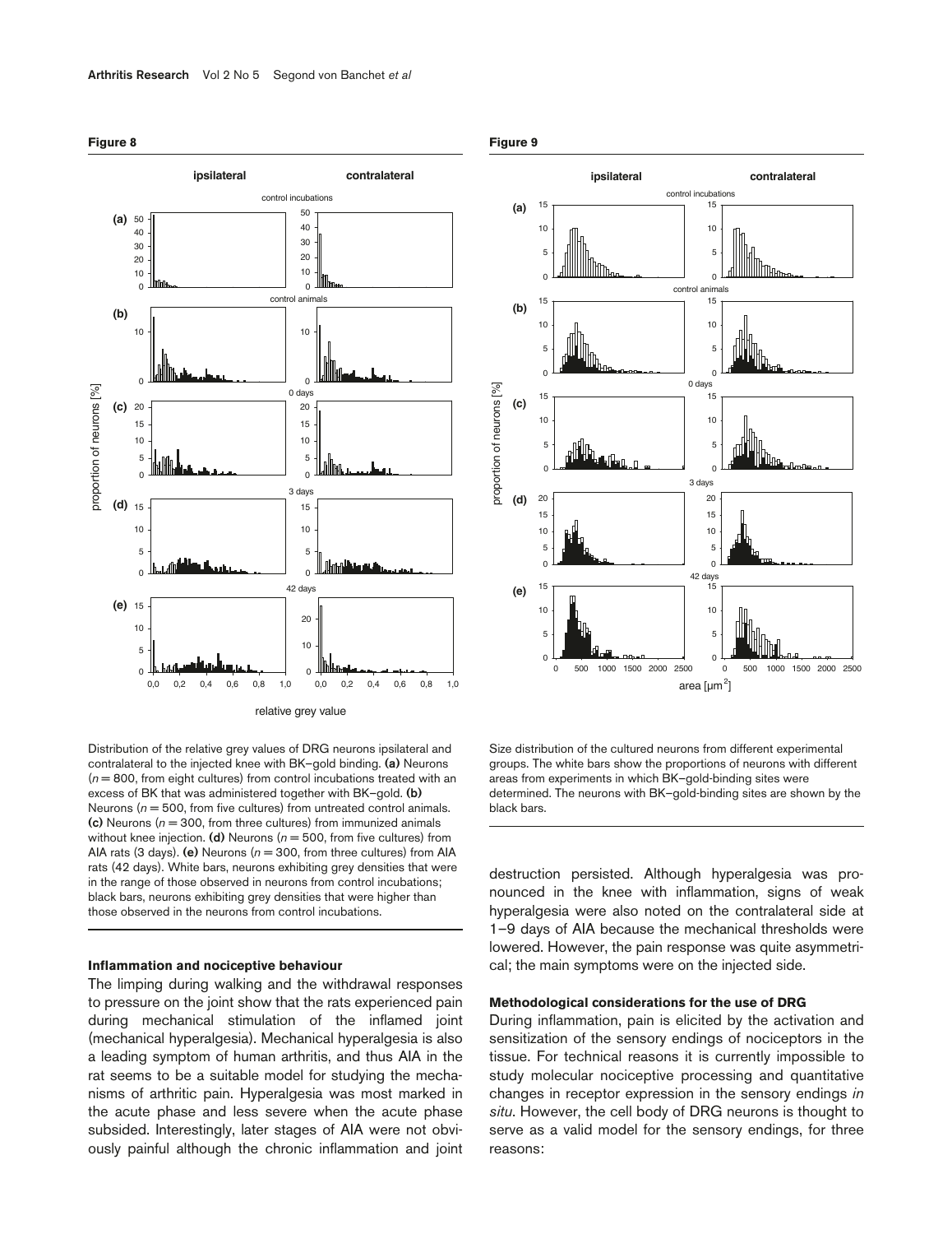**Figure 8**

Distribution of the relative grey values of DRG neurons ipsilateral and contralateral to the injected knee with BK–gold binding. **(a)** Neurons ($n = 800$, from eight cultures) from control incubations treated with an excess of BK that was administered together with BK–gold. **(b)** Neurons ($n = 500$, from five cultures) from untreated control animals. **(c)** Neurons ($n = 300$, from three cultures) from immunized animals without knee injection. **(d)** Neurons ($n = 500$, from five cultures) from AIA rats (3 days). **(e)** Neurons ($n = 300$, from three cultures) from AIA rats (42 days). White bars, neurons exhibiting grey densities that were in the range of those observed in neurons from control incubations; black bars, neurons exhibiting grey densities that were higher than those observed in the neurons from control incubations.

**Figure 9**

Size distribution of the cultured neurons from different experimental groups. The white bars show the proportions of neurons with different areas from experiments in which BK–gold-binding sites were determined. The neurons with BK–gold-binding sites are shown by the black bars.

#### Inflammation and nociceptive behaviour

The limping during walking and the withdrawal responses to pressure on the joint show that the rats experienced pain during mechanical stimulation of the inflamed joint (mechanical hyperalgesia). Mechanical hyperalgesia is also a leading symptom of human arthritis, and thus AIA in the rat seems to be a suitable model for studying the mechanisms of arthritic pain. Hyperalgesia was most marked in the acute phase and less severe when the acute phase subsided. Interestingly, later stages of AIA were not obviously painful although the chronic inflammation and joint destruction persisted. Although hyperalgesia was pronounced in the knee with inflammation, signs of weak hyperalgesia were also noted on the contralateral side at 1–9 days of AIA because the mechanical thresholds were lowered. However, the pain response was quite asymmetrical; the main symptoms were on the injected side.

#### Methodological considerations for the use of DRG

During inflammation, pain is elicited by the activation and sensitization of the sensory endings of nociceptors in the tissue. For technical reasons it is currently impossible to study molecular nociceptive processing and quantitative changes in receptor expression in the sensory endings *in situ*. However, the cell body of DRG neurons is thought to serve as a valid model for the sensory endings, for three reasons: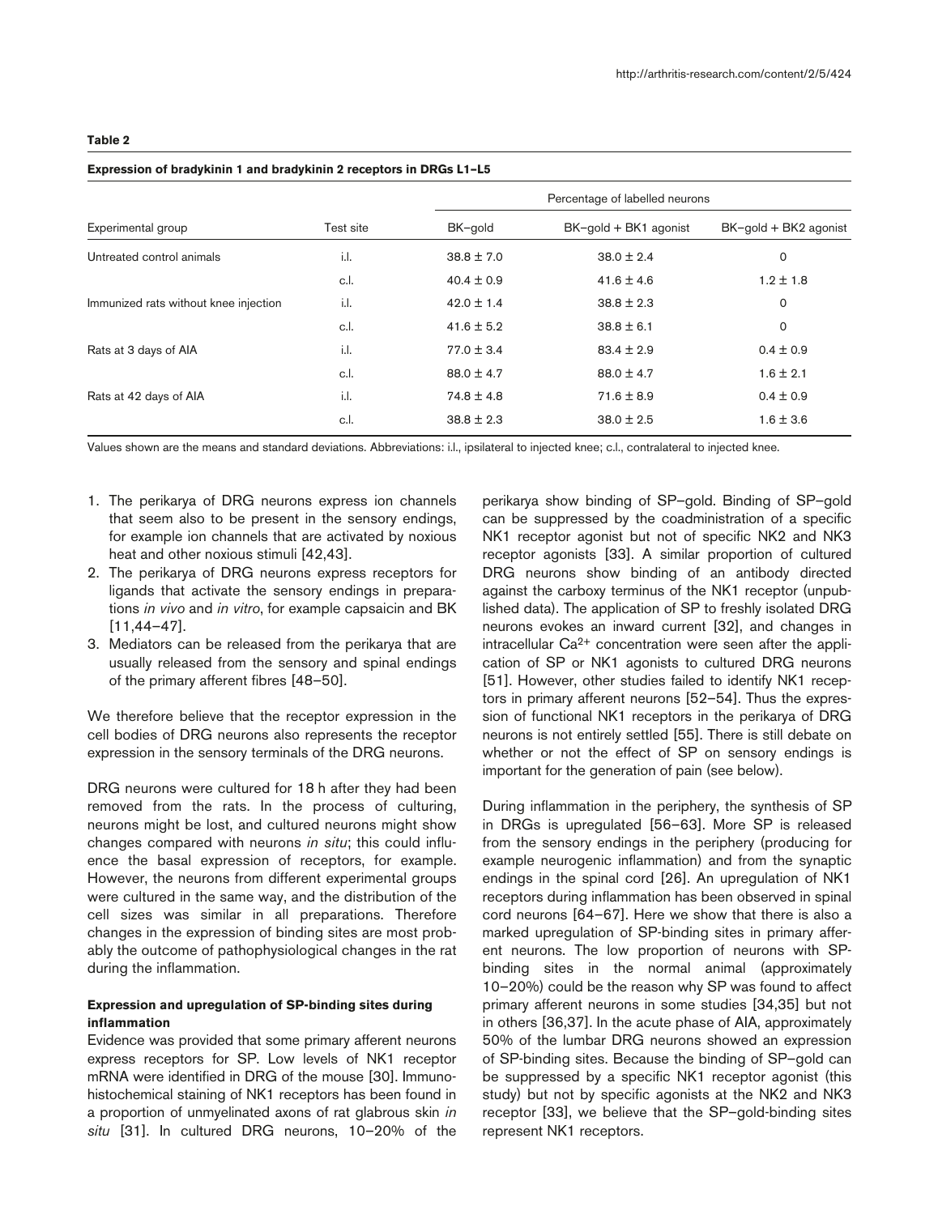**Table 2**

**Expression of bradykinin 1 and bradykinin 2 receptors in DRGs L1–L5**

| Experimental group | Test site | Percentage of labelled neurons | | |
|---|---|---|---|---|
| | | BK–gold | BK–gold + BK1 agonist | BK–gold + BK2 agonist |
| Untreated control animals | i.l. | 38.8 ± 7.0 | 38.0 ± 2.4 | 0 |
| | c.l. | 40.4 ± 0.9 | 41.6 ± 4.6 | 1.2 ± 1.8 |
| Immunized rats without knee injection | i.l. | 42.0 ± 1.4 | 38.8 ± 2.3 | 0 |
| | c.l. | 41.6 ± 5.2 | 38.8 ± 6.1 | 0 |
| Rats at 3 days of AIA | i.l. | 77.0 ± 3.4 | 83.4 ± 2.9 | 0.4 ± 0.9 |
| | c.l. | 88.0 ± 4.7 | 88.0 ± 4.7 | 1.6 ± 2.1 |
| Rats at 42 days of AIA | i.l. | 74.8 ± 4.8 | 71.6 ± 8.9 | 0.4 ± 0.9 |
| | c.l. | 38.8 ± 2.3 | 38.0 ± 2.5 | 1.6 ± 3.6 |

Values shown are the means and standard deviations. Abbreviations: i.l., ipsilateral to injected knee; c.l., contralateral to injected knee.

1. The perikarya of DRG neurons express ion channels that seem also to be present in the sensory endings, for example ion channels that are activated by noxious heat and other noxious stimuli [42,43].
2. The perikarya of DRG neurons express receptors for ligands that activate the sensory endings in preparations *in vivo* and *in vitro*, for example capsaicin and BK [11,44–47].
3. Mediators can be released from the perikarya that are usually released from the sensory and spinal endings of the primary afferent fibres [48–50].

We therefore believe that the receptor expression in the cell bodies of DRG neurons also represents the receptor expression in the sensory terminals of the DRG neurons.

DRG neurons were cultured for 18 h after they had been removed from the rats. In the process of culturing, neurons might be lost, and cultured neurons might show changes compared with neurons *in situ*; this could influence the basal expression of receptors, for example. However, the neurons from different experimental groups were cultured in the same way, and the distribution of the cell sizes was similar in all preparations. Therefore changes in the expression of binding sites are most probably the outcome of pathophysiological changes in the rat during the inflammation.

#### Expression and upregulation of SP-binding sites during inflammation

Evidence was provided that some primary afferent neurons express receptors for SP. Low levels of NK1 receptor mRNA were identified in DRG of the mouse [30]. Immunohistochemical staining of NK1 receptors has been found in a proportion of unmyelinated axons of rat glabrous skin *in situ* [31]. In cultured DRG neurons, 10–20% of the perikarya show binding of SP–gold. Binding of SP–gold can be suppressed by the coadministration of a specific NK1 receptor agonist but not of specific NK2 and NK3 receptor agonists [33]. A similar proportion of cultured DRG neurons show binding of an antibody directed against the carboxy terminus of the NK1 receptor (unpublished data). The application of SP to freshly isolated DRG neurons evokes an inward current [32], and changes in intracellular $Ca^{2+}$ concentration were seen after the application of SP or NK1 agonists to cultured DRG neurons [51]. However, other studies failed to identify NK1 receptors in primary afferent neurons [52–54]. Thus the expression of functional NK1 receptors in the perikarya of DRG neurons is not entirely settled [55]. There is still debate on whether or not the effect of SP on sensory endings is important for the generation of pain (see below).

During inflammation in the periphery, the synthesis of SP in DRGs is upregulated [56–63]. More SP is released from the sensory endings in the periphery (producing for example neurogenic inflammation) and from the synaptic endings in the spinal cord [26]. An upregulation of NK1 receptors during inflammation has been observed in spinal cord neurons [64–67]. Here we show that there is also a marked upregulation of SP-binding sites in primary afferent neurons. The low proportion of neurons with SP-binding sites in the normal animal (approximately 10–20%) could be the reason why SP was found to affect primary afferent neurons in some studies [34,35] but not in others [36,37]. In the acute phase of AIA, approximately 50% of the lumbar DRG neurons showed an expression of SP-binding sites. Because the binding of SP–gold can be suppressed by a specific NK1 receptor agonist (this study) but not by specific agonists at the NK2 and NK3 receptor [33], we believe that the SP–gold-binding sites represent NK1 receptors.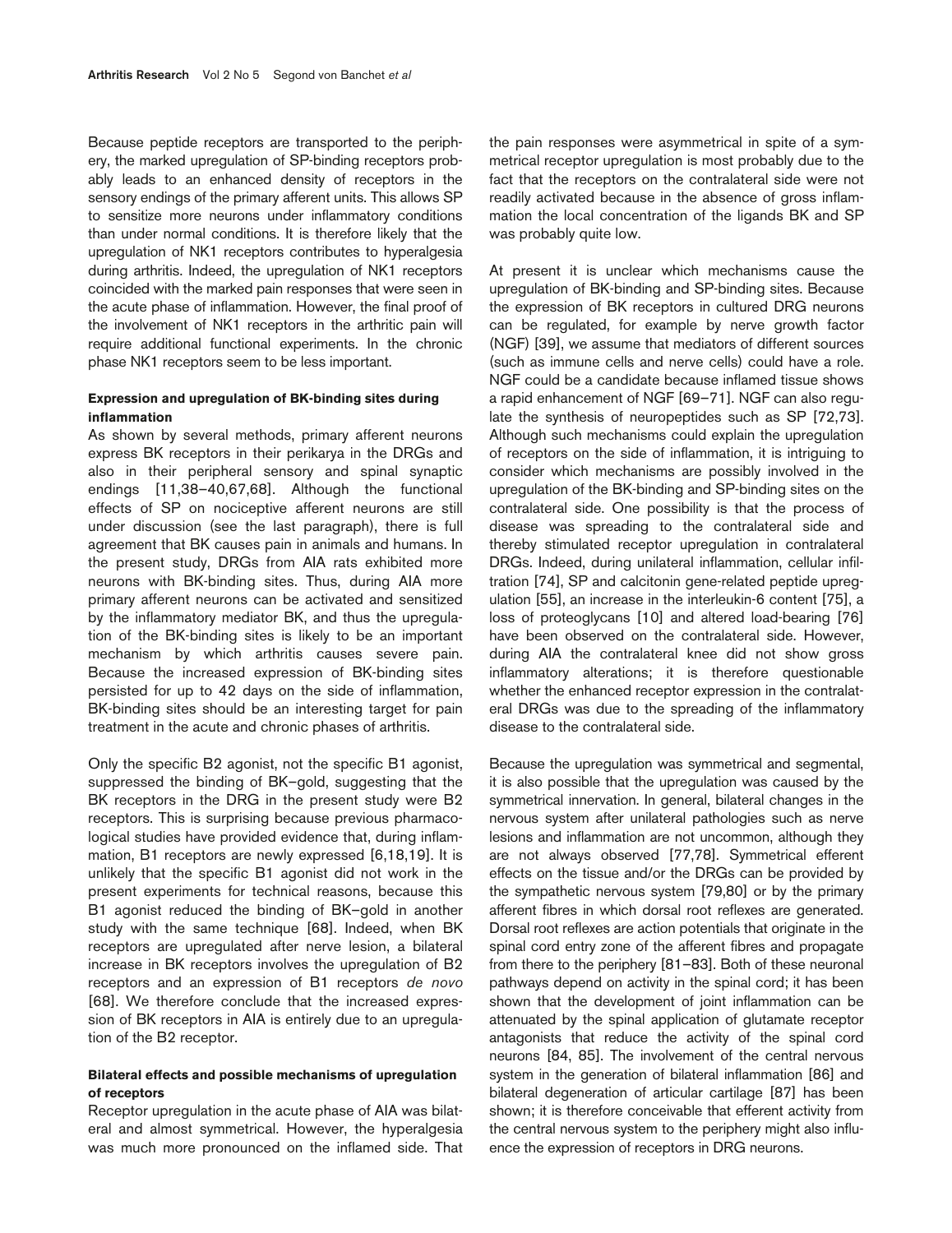Because peptide receptors are transported to the periphery, the marked upregulation of SP-binding receptors probably leads to an enhanced density of receptors in the sensory endings of the primary afferent units. This allows SP to sensitize more neurons under inflammatory conditions than under normal conditions. It is therefore likely that the upregulation of NK1 receptors contributes to hyperalgesia during arthritis. Indeed, the upregulation of NK1 receptors coincided with the marked pain responses that were seen in the acute phase of inflammation. However, the final proof of the involvement of NK1 receptors in the arthritic pain will require additional functional experiments. In the chronic phase NK1 receptors seem to be less important.

#### Expression and upregulation of BK-binding sites during inflammation

As shown by several methods, primary afferent neurons express BK receptors in their perikarya in the DRGs and also in their peripheral sensory and spinal synaptic endings [11,38–40,67,68]. Although the functional effects of SP on nociceptive afferent neurons are still under discussion (see the last paragraph), there is full agreement that BK causes pain in animals and humans. In the present study, DRGs from AIA rats exhibited more neurons with BK-binding sites. Thus, during AIA more primary afferent neurons can be activated and sensitized by the inflammatory mediator BK, and thus the upregulation of the BK-binding sites is likely to be an important mechanism by which arthritis causes severe pain. Because the increased expression of BK-binding sites persisted for up to 42 days on the side of inflammation, BK-binding sites should be an interesting target for pain treatment in the acute and chronic phases of arthritis.

Only the specific B2 agonist, not the specific B1 agonist, suppressed the binding of BK–gold, suggesting that the BK receptors in the DRG in the present study were B2 receptors. This is surprising because previous pharmacological studies have provided evidence that, during inflammation, B1 receptors are newly expressed [6,18,19]. It is unlikely that the specific B1 agonist did not work in the present experiments for technical reasons, because this B1 agonist reduced the binding of BK–gold in another study with the same technique [68]. Indeed, when BK receptors are upregulated after nerve lesion, a bilateral increase in BK receptors involves the upregulation of B2 receptors and an expression of B1 receptors *de novo* [68]. We therefore conclude that the increased expression of BK receptors in AIA is entirely due to an upregulation of the B2 receptor.

#### Bilateral effects and possible mechanisms of upregulation of receptors

Receptor upregulation in the acute phase of AIA was bilateral and almost symmetrical. However, the hyperalgesia was much more pronounced on the inflamed side. That the pain responses were asymmetrical in spite of a symmetrical receptor upregulation is most probably due to the fact that the receptors on the contralateral side were not readily activated because in the absence of gross inflammation the local concentration of the ligands BK and SP was probably quite low.

At present it is unclear which mechanisms cause the upregulation of BK-binding and SP-binding sites. Because the expression of BK receptors in cultured DRG neurons can be regulated, for example by nerve growth factor (NGF) [39], we assume that mediators of different sources (such as immune cells and nerve cells) could have a role. NGF could be a candidate because inflamed tissue shows a rapid enhancement of NGF [69–71]. NGF can also regulate the synthesis of neuropeptides such as SP [72,73]. Although such mechanisms could explain the upregulation of receptors on the side of inflammation, it is intriguing to consider which mechanisms are possibly involved in the upregulation of the BK-binding and SP-binding sites on the contralateral side. One possibility is that the process of disease was spreading to the contralateral side and thereby stimulated receptor upregulation in contralateral DRGs. Indeed, during unilateral inflammation, cellular infiltration [74], SP and calcitonin gene-related peptide upregulation [55], an increase in the interleukin-6 content [75], a loss of proteoglycans [10] and altered load-bearing [76] have been observed on the contralateral side. However, during AIA the contralateral knee did not show gross inflammatory alterations; it is therefore questionable whether the enhanced receptor expression in the contralateral DRGs was due to the spreading of the inflammatory disease to the contralateral side.

Because the upregulation was symmetrical and segmental, it is also possible that the upregulation was caused by the symmetrical innervation. In general, bilateral changes in the nervous system after unilateral pathologies such as nerve lesions and inflammation are not uncommon, although they are not always observed [77,78]. Symmetrical efferent effects on the tissue and/or the DRGs can be provided by the sympathetic nervous system [79,80] or by the primary afferent fibres in which dorsal root reflexes are generated. Dorsal root reflexes are action potentials that originate in the spinal cord entry zone of the afferent fibres and propagate from there to the periphery [81–83]. Both of these neuronal pathways depend on activity in the spinal cord; it has been shown that the development of joint inflammation can be attenuated by the spinal application of glutamate receptor antagonists that reduce the activity of the spinal cord neurons [84, 85]. The involvement of the central nervous system in the generation of bilateral inflammation [86] and bilateral degeneration of articular cartilage [87] has been shown; it is therefore conceivable that efferent activity from the central nervous system to the periphery might also influence the expression of receptors in DRG neurons.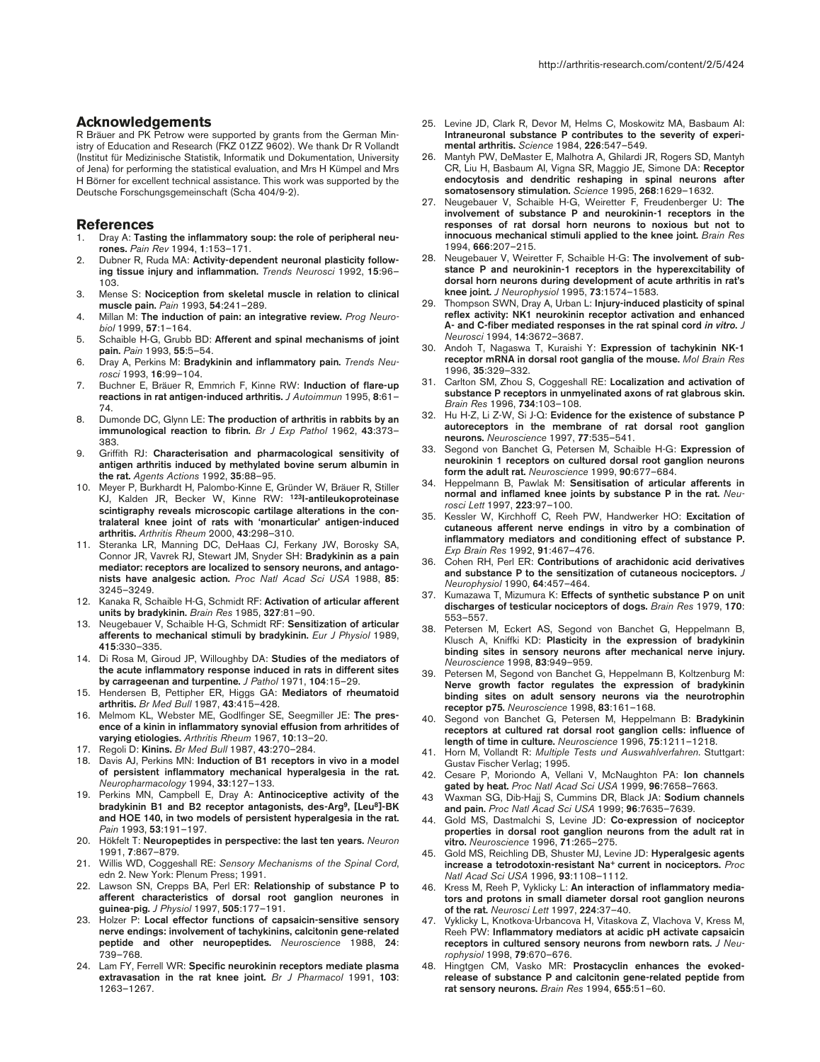## Acknowledgements

R Bräuer and PK Petrow were supported by grants from the German Ministry of Education and Research (FKZ 01ZZ 9602). We thank Dr R Vollandt (Institut für Medizinische Statistik, Informatik und Dokumentation, University of Jena) for performing the statistical evaluation, and Mrs H Kümpel and Mrs H Börner for excellent technical assistance. This work was supported by the Deutsche Forschungsgemeinschaft (Scha 404/9-2).

## References

1. Dray A: **Tasting the inflammatory soup: the role of peripheral neurones.** *Pain Rev* 1994, **1**:153–171.
2. Dubner R, Ruda MA: **Activity-dependent neuronal plasticity following tissue injury and inflammation.** *Trends Neurosci* 1992, **15**:96–103.
3. Mense S: **Nociception from skeletal muscle in relation to clinical muscle pain.** *Pain* 1993, **54**:241–289.
4. Millan M: **The induction of pain: an integrative review.** *Prog Neurobiol* 1999, **57**:1–164.
5. Schaible H-G, Grubb BD: **Afferent and spinal mechanisms of joint pain.** *Pain* 1993, **55**:5–54.
6. Dray A, Perkins M: **Bradykinin and inflammatory pain.** *Trends Neurosci* 1993, **16**:99–104.
7. Buchner E, Bräuer R, Emmrich F, Kinne RW: **Induction of flare-up reactions in rat antigen-induced arthritis.** *J Autoimmun* 1995, **8**:61–74.
8. Dumonde DC, Glynn LE: **The production of arthritis in rabbits by an immunological reaction to fibrin.** *Br J Exp Pathol* 1962, **43**:373–383.
9. Griffith RJ: **Characterisation and pharmacological sensitivity of antigen arthritis induced by methylated bovine serum albumin in the rat.** *Agents Actions* 1992, **35**:88–95.
10. Meyer P, Burkhardt H, Palombo-Kinne E, Gründer W, Bräuer R, Stiller KJ, Kalden JR, Becker W, Kinne RW: **$^{123}$I-antileukoproteinase scintigraphy reveals microscopic cartilage alterations in the contralateral knee joint of rats with 'monarticular' antigen-induced arthritis.** *Arthritis Rheum* 2000, **43**:298–310.
11. Steranka LR, Manning DC, DeHaas CJ, Ferkany JW, Borosky SA, Connor JR, Vavrek RJ, Stewart JM, Snyder SH: **Bradykinin as a pain mediator: receptors are localized to sensory neurons, and antagonists have analgesic action.** *Proc Natl Acad Sci USA* 1988, **85**:3245–3249.
12. Kanaka R, Schaible H-G, Schmidt RF: **Activation of articular afferent units by bradykinin.** *Brain Res* 1985, **327**:81–90.
13. Neugebauer V, Schaible H-G, Schmidt RF: **Sensitization of articular afferents to mechanical stimuli by bradykinin.** *Eur J Physiol* 1989, **415**:330–335.
14. Di Rosa M, Giroud JP, Willoughby DA: **Studies of the mediators of the acute inflammatory response induced in rats in different sites by carrageenan and turpentine.** *J Pathol* 1971, **104**:15–29.
15. Hendersen B, Pettipher ER, Higgs GA: **Mediators of rheumatoid arthritis.** *Br Med Bull* 1987, **43**:415–428.
16. Melmom KL, Webster ME, Godlfinger SE, Seegmiller JE: **The presence of a kinin in inflammatory synovial effusion from arhritides of varying etiologies.** *Arthritis Rheum* 1967, **10**:13–20.
17. Regoli D: **Kinins.** *Br Med Bull* 1987, **43**:270–284.
18. Davis AJ, Perkins MN: **Induction of B1 receptors in vivo in a model of persistent inflammatory mechanical hyperalgesia in the rat.** *Neuropharmacology* 1994, **33**:127–133.
19. Perkins MN, Campbell E, Dray A: **Antinociceptive activity of the bradykinin B1 and B2 receptor antagonists, des-Arg$^9$, [Leu$^8$]-BK and HOE 140, in two models of persistent hyperalgesia in the rat.** *Pain* 1993, **53**:191–197.
20. Hökfelt T: **Neuropeptides in perspective: the last ten years.** *Neuron* 1991, **7**:867–879.
21. Willis WD, Coggeshall RE: *Sensory Mechanisms of the Spinal Cord*, edn 2. New York: Plenum Press; 1991.
22. Lawson SN, Crepps BA, Perl ER: **Relationship of substance P to afferent characteristics of dorsal root ganglion neurones in guinea-pig.** *J Physiol* 1997, **505**:177–191.
23. Holzer P: **Local effector functions of capsaicin-sensitive sensory nerve endings: involvement of tachykinins, calcitonin gene-related peptide and other neuropeptides.** *Neuroscience* 1988, **24**:739–768.
24. Lam FY, Ferrell WR: **Specific neurokinin receptors mediate plasma extravasation in the rat knee joint.** *Br J Pharmacol* 1991, **103**:1263–1267.
25. Levine JD, Clark R, Devor M, Helms C, Moskowitz MA, Basbaum AI: **Intraneuronal substance P contributes to the severity of experimental arthritis.** *Science* 1984, **226**:547–549.
26. Mantyh PW, DeMaster E, Malhotra A, Ghilardi JR, Rogers SD, Mantyh CR, Liu H, Basbaum AI, Vigna SR, Maggio JE, Simone DA: **Receptor endocytosis and dendritic reshaping in spinal neurons after somatosensory stimulation.** *Science* 1995, **268**:1629–1632.
27. Neugebauer V, Schaible H-G, Weiretter F, Freudenberger U: **The involvement of substance P and neurokinin-1 receptors in the responses of rat dorsal horn neurons to noxious but not to innocuous mechanical stimuli applied to the knee joint.** *Brain Res* 1994, **666**:207–215.
28. Neugebauer V, Weiretter F, Schaible H-G: **The involvement of substance P and neurokinin-1 receptors in the hyperexcitability of dorsal horn neurons during development of acute arthritis in rat's knee joint.** *J Neurophysiol* 1995, **73**:1574–1583.
29. Thompson SWN, Dray A, Urban L: **Injury-induced plasticity of spinal reflex activity: NK1 neurokinin receptor activation and enhanced A- and C-fiber mediated responses in the rat spinal cord *in vitro*.** *J Neurosci* 1994, **14**:3672–3687.
30. Andoh T, Nagaswa T, Kuraishi Y: **Expression of tachykinin NK-1 receptor mRNA in dorsal root ganglia of the mouse.** *Mol Brain Res* 1996, **35**:329–332.
31. Carlton SM, Zhou S, Coggeshall RE: **Localization and activation of substance P receptors in unmyelinated axons of rat glabrous skin.** *Brain Res* 1996, **734**:103–108.
32. Hu H-Z, Li Z-W, Si J-Q: **Evidence for the existence of substance P autoreceptors in the membrane of rat dorsal root ganglion neurons.** *Neuroscience* 1997, **77**:535–541.
33. Segond von Banchet G, Petersen M, Schaible H-G: **Expression of neurokinin 1 receptors on cultured dorsal root ganglion neurons form the adult rat.** *Neuroscience* 1999, **90**:677–684.
34. Heppelmann B, Pawlak M: **Sensitisation of articular afferents in normal and inflamed knee joints by substance P in the rat.** *Neurosci Lett* 1997, **223**:97–100.
35. Kessler W, Kirchhoff C, Reeh PW, Handwerker HO: **Excitation of cutaneous afferent nerve endings in vitro by a combination of inflammatory mediators and conditioning effect of substance P.** *Exp Brain Res* 1992, **91**:467–476.
36. Cohen RH, Perl ER: **Contributions of arachidonic acid derivatives and substance P to the sensitization of cutaneous nociceptors.** *J Neurophysiol* 1990, **64**:457–464.
37. Kumazawa T, Mizumura K: **Effects of synthetic substance P on unit discharges of testicular nociceptors of dogs.** *Brain Res* 1979, **170**:553–557.
38. Petersen M, Eckert AS, Segond von Banchet G, Heppelmann B, Klusch A, Kniffki KD: **Plasticity in the expression of bradykinin binding sites in sensory neurons after mechanical nerve injury.** *Neuroscience* 1998, **83**:949–959.
39. Petersen M, Segond von Banchet G, Heppelmann B, Koltzenburg M: **Nerve growth factor regulates the expression of bradykinin binding sites on adult sensory neurons via the neurotrophin receptor p75.** *Neuroscience* 1998, **83**:161–168.
40. Segond von Banchet G, Petersen M, Heppelmann B: **Bradykinin receptors at cultured rat dorsal root ganglion cells: influence of length of time in culture.** *Neuroscience* 1996, **75**:1211–1218.
41. Horn M, Vollandt R: *Multiple Tests und Auswahlverfahren*. Stuttgart: Gustav Fischer Verlag; 1995.
42. Cesare P, Moriondo A, Vellani V, McNaughton PA: **Ion channels gated by heat.** *Proc Natl Acad Sci USA* 1999, **96**:7658–7663.
43. Waxman SG, Dib-Hajj S, Cummins DR, Black JA: **Sodium channels and pain.** *Proc Natl Acad Sci USA* 1999; **96**:7635–7639.
44. Gold MS, Dastmalchi S, Levine JD: **Co-expression of nociceptor properties in dorsal root ganglion neurons from the adult rat in vitro.** *Neuroscience* 1996, **71**:265–275.
45. Gold MS, Reichling DB, Shuster MJ, Levine JD: **Hyperalgesic agents increase a tetrodotoxin-resistant $Na^+$ current in nociceptors.** *Proc Natl Acad Sci USA* 1996, **93**:1108–1112.
46. Kress M, Reeh P, Vyklicky L: **An interaction of inflammatory mediators and protons in small diameter dorsal root ganglion neurons of the rat.** *Neurosci Lett* 1997, **224**:37–40.
47. Vyklicky L, Knotkova-Urbancova H, Vitaskova Z, Vlachova V, Kress M, Reeh PW: **Inflammatory mediators at acidic pH activate capsaicin receptors in cultured sensory neurons from newborn rats.** *J Neurophysiol* 1998, **79**:670–676.
48. Hingtgen CM, Vasko MR: **Prostacyclin enhances the evoked-release of substance P and calcitonin gene-related peptide from rat sensory neurons.** *Brain Res* 1994, **655**:51–60.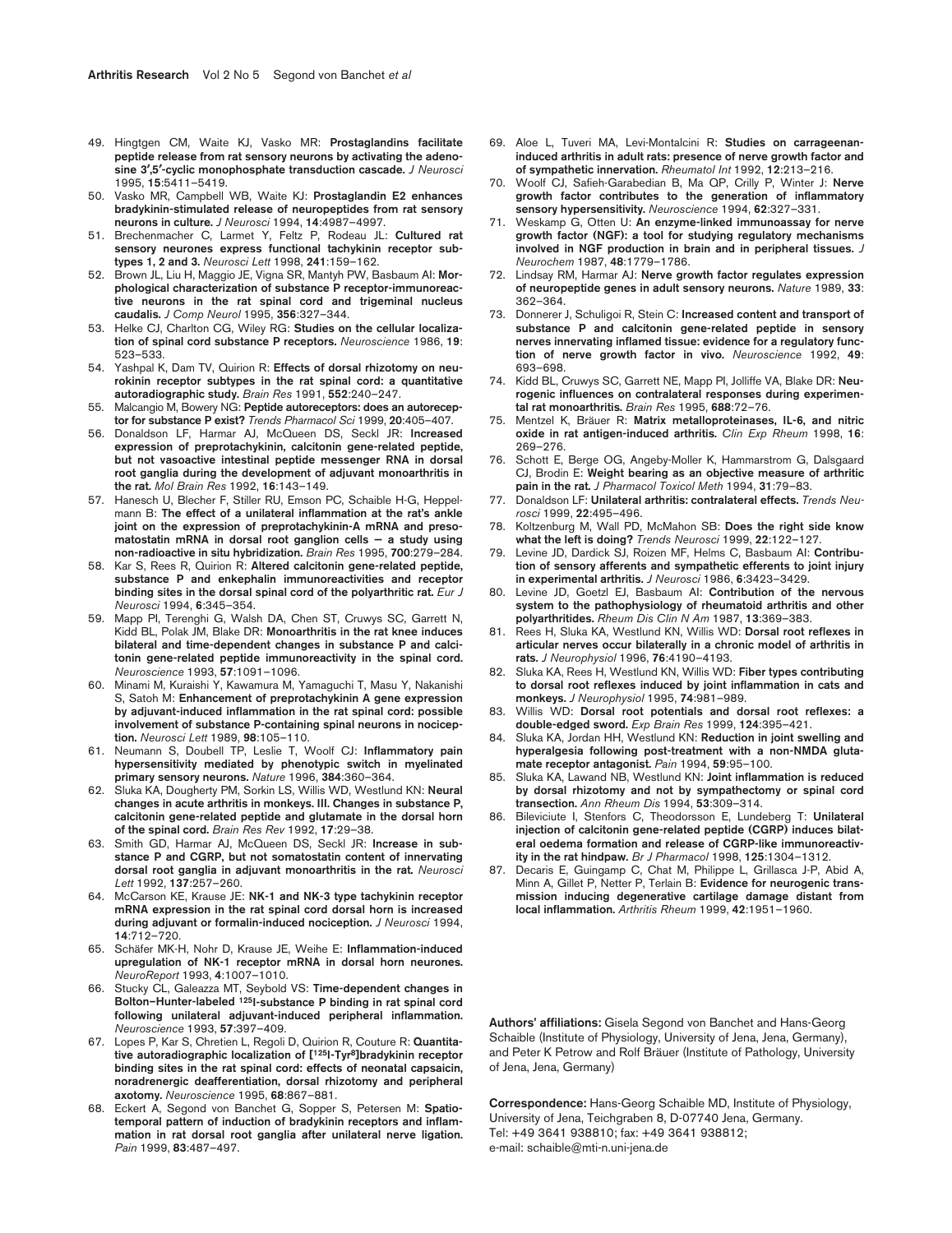49. Hingtgen CM, Waite KJ, Vasko MR: **Prostaglandins facilitate peptide release from rat sensory neurons by activating the adenosine 3′,5′-cyclic monophosphate transduction cascade.** *J Neurosci* 1995, **15**:5411–5419.
50. Vasko MR, Campbell WB, Waite KJ: **Prostaglandin E2 enhances bradykinin-stimulated release of neuropeptides from rat sensory neurons in culture.** *J Neurosci* 1994, **14**:4987–4997.
51. Brechenmacher C, Larmet Y, Feltz P, Rodeau JL: **Cultured rat sensory neurones express functional tachykinin receptor subtypes 1, 2 and 3.** *Neurosci Lett* 1998, **241**:159–162.
52. Brown JL, Liu H, Maggio JE, Vigna SR, Mantyh PW, Basbaum AI: **Morphological characterization of substance P receptor-immunoreactive neurons in the rat spinal cord and trigeminal nucleus caudalis.** *J Comp Neurol* 1995, **356**:327–344.
53. Helke CJ, Charlton CG, Wiley RG: **Studies on the cellular localization of spinal cord substance P receptors.** *Neuroscience* 1986, **19**: 523–533.
54. Yashpal K, Dam TV, Quirion R: **Effects of dorsal rhizotomy on neurokinin receptor subtypes in the rat spinal cord: a quantitative autoradiographic study.** *Brain Res* 1991, **552**:240–247.
55. Malcangio M, Bowery NG: **Peptide autoreceptors: does an autoreceptor for substance P exist?** *Trends Pharmacol Sci* 1999, **20**:405–407.
56. Donaldson LF, Harmar AJ, McQueen DS, Seckl JR: **Increased expression of preprotachykinin, calcitonin gene-related peptide, but not vasoactive intestinal peptide messenger RNA in dorsal root ganglia during the development of adjuvant monoarthritis in the rat.** *Mol Brain Res* 1992, **16**:143–149.
57. Hanesch U, Blecher F, Stiller RU, Emson PC, Schaible H-G, Heppelmann B: **The effect of a unilateral inflammation at the rat's ankle joint on the expression of preprotachykinin-A mRNA and presomatostatin mRNA in dorsal root ganglion cells — a study using non-radioactive in situ hybridization.** *Brain Res* 1995, **700**:279–284.
58. Kar S, Rees R, Quirion R: **Altered calcitonin gene-related peptide, substance P and enkephalin immunoreactivities and receptor binding sites in the dorsal spinal cord of the polyarthritic rat.** *Eur J Neurosci* 1994, **6**:345–354.
59. Mapp PI, Terenghi G, Walsh DA, Chen ST, Cruwys SC, Garrett N, Kidd BL, Polak JM, Blake DR: **Monoarthritis in the rat knee induces bilateral and time-dependent changes in substance P and calcitonin gene-related peptide immunoreactivity in the spinal cord.** *Neuroscience* 1993, **57**:1091–1096.
60. Minami M, Kuraishi Y, Kawamura M, Yamaguchi T, Masu Y, Nakanishi S, Satoh M: **Enhancement of preprotachykinin A gene expression by adjuvant-induced inflammation in the rat spinal cord: possible involvement of substance P-containing spinal neurons in nociception.** *Neurosci Lett* 1989, **98**:105–110.
61. Neumann S, Doubell TP, Leslie T, Woolf CJ: **Inflammatory pain hypersensitivity mediated by phenotypic switch in myelinated primary sensory neurons.** *Nature* 1996, **384**:360–364.
62. Sluka KA, Dougherty PM, Sorkin LS, Willis WD, Westlund KN: **Neural changes in acute arthritis in monkeys. III. Changes in substance P, calcitonin gene-related peptide and glutamate in the dorsal horn of the spinal cord.** *Brain Res Rev* 1992, **17**:29–38.
63. Smith GD, Harmar AJ, McQueen DS, Seckl JR: **Increase in substance P and CGRP, but not somatostatin content of innervating dorsal root ganglia in adjuvant monoarthritis in the rat.** *Neurosci Lett* 1992, **137**:257–260.
64. McCarson KE, Krause JE: **NK-1 and NK-3 type tachykinin receptor mRNA expression in the rat spinal cord dorsal horn is increased during adjuvant or formalin-induced nociception.** *J Neurosci* 1994, **14**:712–720.
65. Schäfer MK-H, Nohr D, Krause JE, Weihe E: **Inflammation-induced upregulation of NK-1 receptor mRNA in dorsal horn neurones.** *NeuroReport* 1993, **4**:1007–1010.
66. Stucky CL, Galeazza MT, Seybold VS: **Time-dependent changes in Bolton–Hunter-labeled [125]I-substance P binding in rat spinal cord following unilateral adjuvant-induced peripheral inflammation.** *Neuroscience* 1993, **57**:397–409.
67. Lopes P, Kar S, Chretien L, Regoli D, Quirion R, Couture R: **Quantitative autoradiographic localization of [[125]I-Tyr[8]]bradykinin receptor binding sites in the rat spinal cord: effects of neonatal capsaicin, noradrenergic deafferentiation, dorsal rhizotomy and peripheral axotomy.** *Neuroscience* 1995, **68**:867–881.
68. Eckert A, Segond von Banchet G, Sopper S, Petersen M: **Spatio-temporal pattern of induction of bradykinin receptors and inflammation in rat dorsal root ganglia after unilateral nerve ligation.** *Pain* 1999, **83**:487–497.
69. Aloe L, Tuveri MA, Levi-Montalcini R: **Studies on carrageenan-induced arthritis in adult rats: presence of nerve growth factor and of sympathetic innervation.** *Rheumatol Int* 1992, **12**:213–216.
70. Woolf CJ, Safieh-Garabedian B, Ma QP, Crilly P, Winter J: **Nerve growth factor contributes to the generation of inflammatory sensory hypersensitivity.** *Neuroscience* 1994, **62**:327–331.
71. Weskamp G, Otten U: **An enzyme-linked immunoassay for nerve growth factor (NGF): a tool for studying regulatory mechanisms involved in NGF production in brain and in peripheral tissues.** *J Neurochem* 1987, **48**:1779–1786.
72. Lindsay RM, Harmar AJ: **Nerve growth factor regulates expression of neuropeptide genes in adult sensory neurons.** *Nature* 1989, **33**: 362–364.
73. Donnerer J, Schuligoi R, Stein C: **Increased content and transport of substance P and calcitonin gene-related peptide in sensory nerves innervating inflamed tissue: evidence for a regulatory function of nerve growth factor in vivo.** *Neuroscience* 1992, **49**: 693–698.
74. Kidd BL, Cruwys SC, Garrett NE, Mapp PI, Jolliffe VA, Blake DR: **Neurogenic influences on contralateral responses during experimental rat monoarthritis.** *Brain Res* 1995, **688**:72–76.
75. Mentzel K, Bräuer R: **Matrix metalloproteinases, IL-6, and nitric oxide in rat antigen-induced arthritis.** *Clin Exp Rheum* 1998, **16**: 269–276.
76. Schott E, Berge OG, Angeby-Moller K, Hammarstrom G, Dalsgaard CJ, Brodin E: **Weight bearing as an objective measure of arthritic pain in the rat.** *J Pharmacol Toxicol Meth* 1994, **31**:79–83.
77. Donaldson LF: **Unilateral arthritis: contralateral effects.** *Trends Neurosci* 1999, **22**:495–496.
78. Koltzenburg M, Wall PD, McMahon SB: **Does the right side know what the left is doing?** *Trends Neurosci* 1999, **22**:122–127.
79. Levine JD, Dardick SJ, Roizen MF, Helms C, Basbaum AI: **Contribution of sensory afferents and sympathetic efferents to joint injury in experimental arthritis.** *J Neurosci* 1986, **6**:3423–3429.
80. Levine JD, Goetzl EJ, Basbaum AI: **Contribution of the nervous system to the pathophysiology of rheumatoid arthritis and other polyarthritides.** *Rheum Dis Clin N Am* 1987, **13**:369–383.
81. Rees H, Sluka KA, Westlund KN, Willis WD: **Dorsal root reflexes in articular nerves occur bilaterally in a chronic model of arthritis in rats.** *J Neurophysiol* 1996, **76**:4190–4193.
82. Sluka KA, Rees H, Westlund KN, Willis WD: **Fiber types contributing to dorsal root reflexes induced by joint inflammation in cats and monkeys.** *J Neurophysiol* 1995, **74**:981–989.
83. Willis WD: **Dorsal root potentials and dorsal root reflexes: a double-edged sword.** *Exp Brain Res* 1999, **124**:395–421.
84. Sluka KA, Jordan HH, Westlund KN: **Reduction in joint swelling and hyperalgesia following post-treatment with a non-NMDA glutamate receptor antagonist.** *Pain* 1994, **59**:95–100.
85. Sluka KA, Lawand NB, Westlund KN: **Joint inflammation is reduced by dorsal rhizotomy and not by sympathectomy or spinal cord transection.** *Ann Rheum Dis* 1994, **53**:309–314.
86. Bileviciute I, Stenfors C, Theodorsson E, Lundeberg T: **Unilateral injection of calcitonin gene-related peptide (CGRP) induces bilateral oedema formation and release of CGRP-like immunoreactivity in the rat hindpaw.** *Br J Pharmacol* 1998, **125**:1304–1312.
87. Decaris E, Guingamp C, Chat M, Philippe L, Grillasca J-P, Abid A, Minn A, Gillet P, Netter P, Terlain B: **Evidence for neurogenic transmission inducing degenerative cartilage damage distant from local inflammation.** *Arthritis Rheum* 1999, **42**:1951–1960.

**Authors' affiliations:** Gisela Segond von Banchet and Hans-Georg Schaible (Institute of Physiology, University of Jena, Jena, Germany), and Peter K Petrow and Rolf Bräuer (Institute of Pathology, University of Jena, Jena, Germany)

**Correspondence:** Hans-Georg Schaible MD, Institute of Physiology, University of Jena, Teichgraben 8, D-07740 Jena, Germany. Tel: +49 3641 938810; fax: +49 3641 938812; e-mail: schaible@mti-n.uni-jena.de